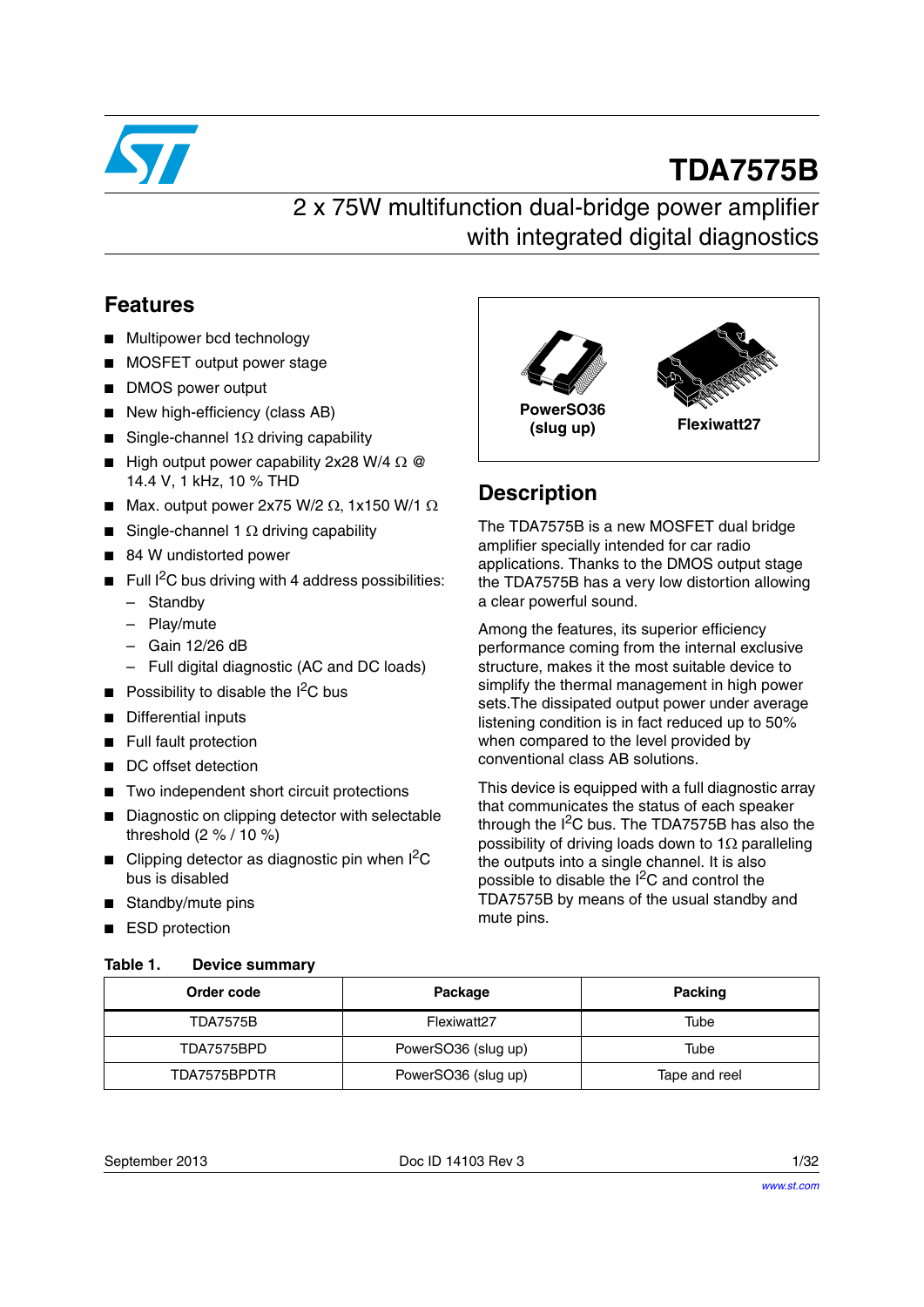# TDA7575B

## 2 x 75W multifunction dual-bridge power amplifier with integrated digital diagnostics

## Features

- Multipower bcd technology
- MOSFET output power stage
- DMOS power output
- New high-efficiency (class AB)
- Single-channel 1Ω driving capability
- High output power capability 2x28 W/4 Ω @ 14.4 V, 1 kHz, 10 % THD
- Max. output power 2x75 W/2 Ω, 1x150 W/1 Ω
- Single-channel 1 Ω driving capability
- 84 W undistorted power
- Full $I^2C$ bus driving with 4 address possibilities:
  - Standby
  - Play/mute
  - Gain 12/26 dB
  - Full digital diagnostic (AC and DC loads)
- Possibility to disable the $I^2C$ bus
- Differential inputs
- Full fault protection
- DC offset detection
- Two independent short circuit protections
- Diagnostic on clipping detector with selectable threshold (2 % / 10 %)
- Clipping detector as diagnostic pin when $I^2C$ bus is disabled
- Standby/mute pins
- ESD protection

PowerSO36 (slug up)

Flexiwatt27

## Description

The TDA7575B is a new MOSFET dual bridge amplifier specially intended for car radio applications. Thanks to the DMOS output stage the TDA7575B has a very low distortion allowing a clear powerful sound.

Among the features, its superior efficiency performance coming from the internal exclusive structure, makes it the most suitable device to simplify the thermal management in high power sets.The dissipated output power under average listening condition is in fact reduced up to 50% when compared to the level provided by conventional class AB solutions.

This device is equipped with a full diagnostic array that communicates the status of each speaker through the $I^2C$ bus. The TDA7575B has also the possibility of driving loads down to 1Ω paralleling the outputs into a single channel. It is also possible to disable the $I^2C$ and control the TDA7575B by means of the usual standby and mute pins.

**Table 1. Device summary**

| Order code | Package | Packing |
|---|---|---|
| TDA7575B | Flexiwatt27 | Tube |
| TDA7575BPD | PowerSO36 (slug up) | Tube |
| TDA7575BPDTR | PowerSO36 (slug up) | Tape and reel |

September 2013 Doc ID 14103 Rev 3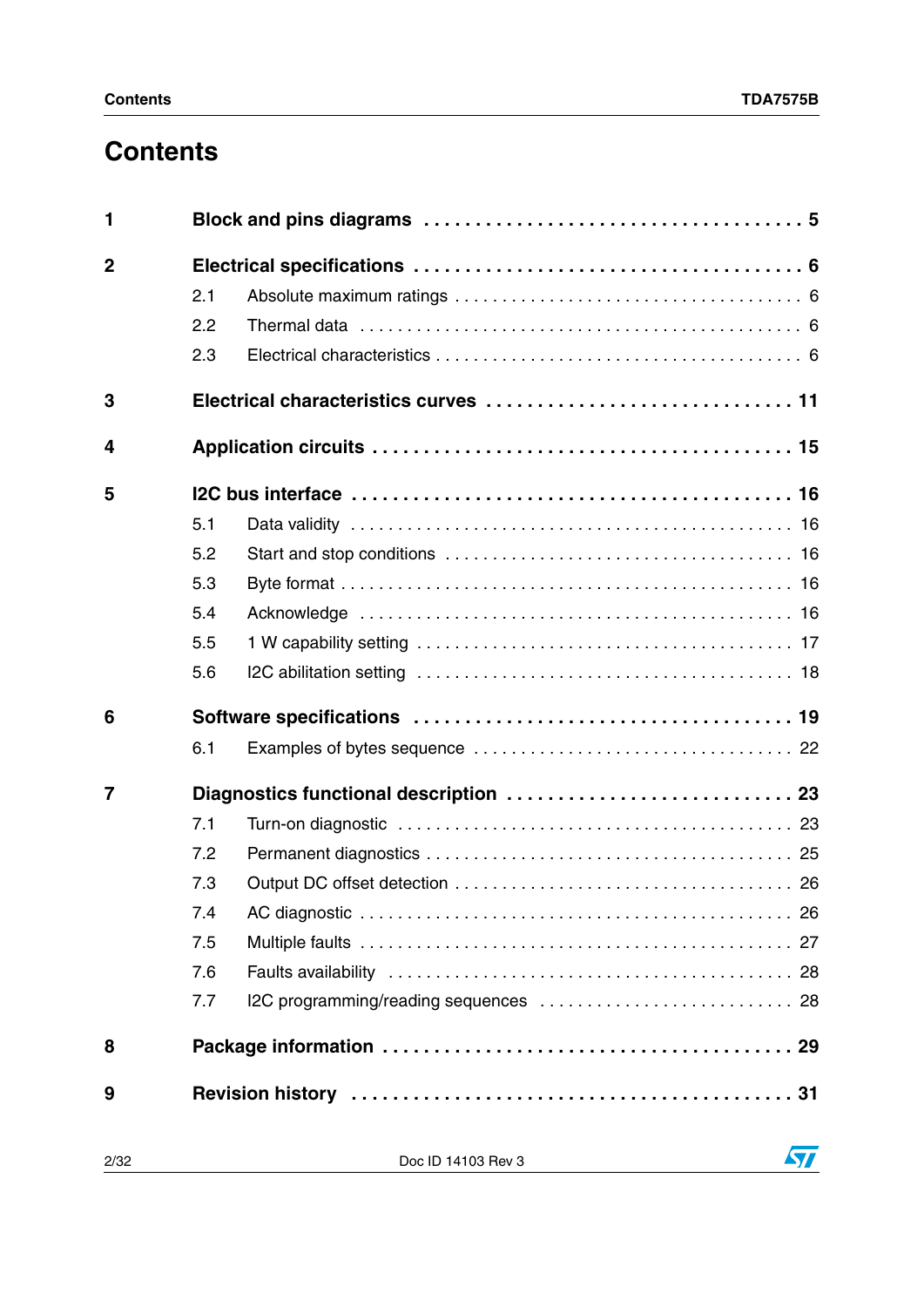# Contents

**1 Block and pins diagrams** . . . . . . . . . . . . . . . . . . . . . . . . . . . . . . . . . . . . **5**

**2 Electrical specifications** . . . . . . . . . . . . . . . . . . . . . . . . . . . . . . . . . . . . **6**

- 2.1 Absolute maximum ratings . . . . . . . . . . . . . . . . . . . . . . . . . . . . . . . . . . . 6
- 2.2 Thermal data . . . . . . . . . . . . . . . . . . . . . . . . . . . . . . . . . . . . . . . . . . . . 6
- 2.3 Electrical characteristics . . . . . . . . . . . . . . . . . . . . . . . . . . . . . . . . . . . . . 6

**3 Electrical characteristics curves** . . . . . . . . . . . . . . . . . . . . . . . . . . . . . . **11**

**4 Application circuits** . . . . . . . . . . . . . . . . . . . . . . . . . . . . . . . . . . . . . . . **15**

**5 I2C bus interface** . . . . . . . . . . . . . . . . . . . . . . . . . . . . . . . . . . . . . . . . **16**

- 5.1 Data validity . . . . . . . . . . . . . . . . . . . . . . . . . . . . . . . . . . . . . . . . . . . . 16
- 5.2 Start and stop conditions . . . . . . . . . . . . . . . . . . . . . . . . . . . . . . . . . . . 16
- 5.3 Byte format . . . . . . . . . . . . . . . . . . . . . . . . . . . . . . . . . . . . . . . . . . . . . 16
- 5.4 Acknowledge . . . . . . . . . . . . . . . . . . . . . . . . . . . . . . . . . . . . . . . . . . . . 16
- 5.5 1 W capability setting . . . . . . . . . . . . . . . . . . . . . . . . . . . . . . . . . . . . . 17
- 5.6 I2C abilitation setting . . . . . . . . . . . . . . . . . . . . . . . . . . . . . . . . . . . . . 18

**6 Software specifications** . . . . . . . . . . . . . . . . . . . . . . . . . . . . . . . . . . . **19**

- 6.1 Examples of bytes sequence . . . . . . . . . . . . . . . . . . . . . . . . . . . . . . . . 22

**7 Diagnostics functional description** . . . . . . . . . . . . . . . . . . . . . . . . . . . **23**

- 7.1 Turn-on diagnostic . . . . . . . . . . . . . . . . . . . . . . . . . . . . . . . . . . . . . . . . 23
- 7.2 Permanent diagnostics . . . . . . . . . . . . . . . . . . . . . . . . . . . . . . . . . . . . . 25
- 7.3 Output DC offset detection . . . . . . . . . . . . . . . . . . . . . . . . . . . . . . . . . . 26
- 7.4 AC diagnostic . . . . . . . . . . . . . . . . . . . . . . . . . . . . . . . . . . . . . . . . . . . 26
- 7.5 Multiple faults . . . . . . . . . . . . . . . . . . . . . . . . . . . . . . . . . . . . . . . . . . . 27
- 7.6 Faults availability . . . . . . . . . . . . . . . . . . . . . . . . . . . . . . . . . . . . . . . . . 28
- 7.7 I2C programming/reading sequences . . . . . . . . . . . . . . . . . . . . . . . . . . 28

**8 Package information** . . . . . . . . . . . . . . . . . . . . . . . . . . . . . . . . . . . . . . **29**

**9 Revision history** . . . . . . . . . . . . . . . . . . . . . . . . . . . . . . . . . . . . . . . . . **31**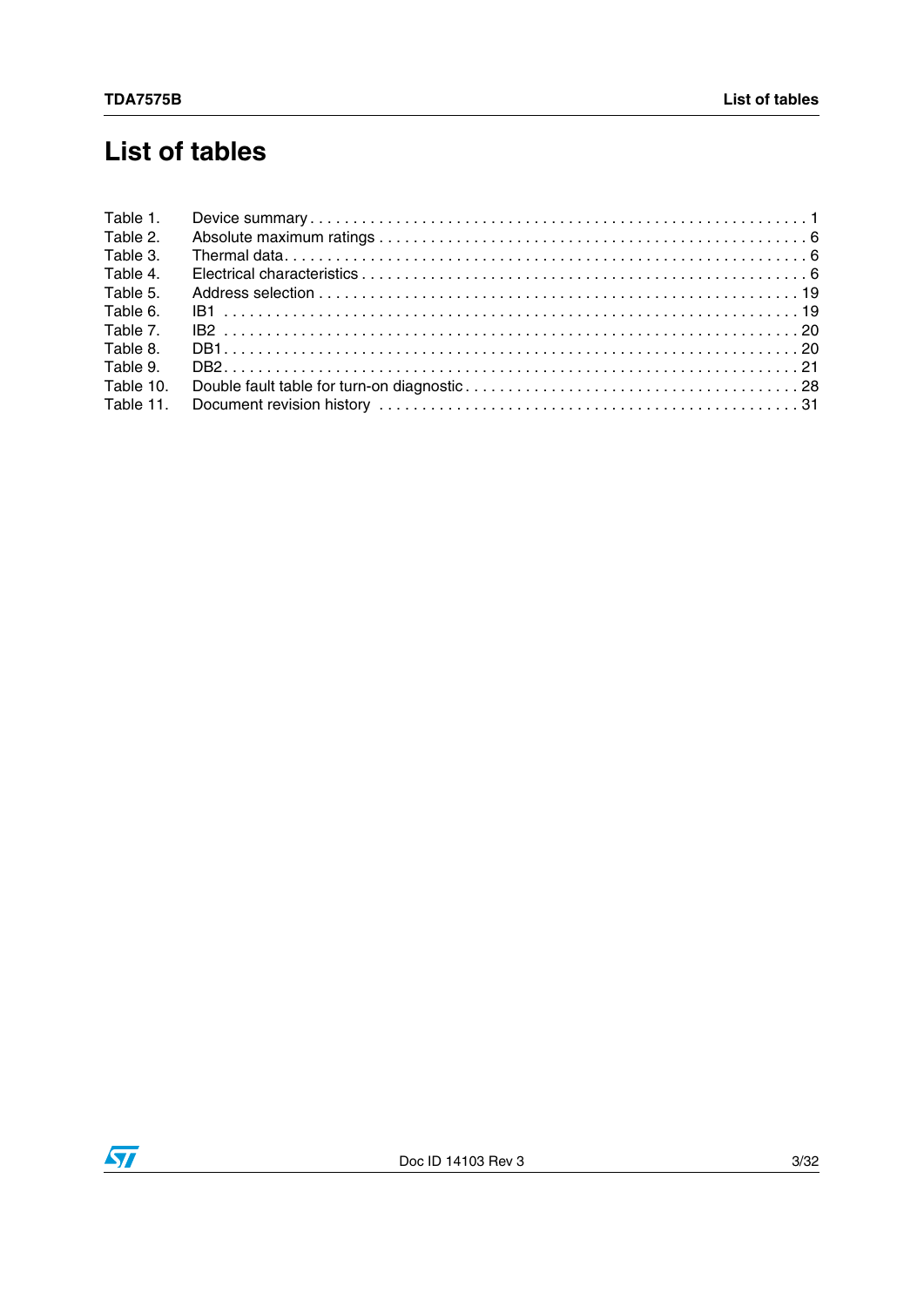# List of tables

Table 1. Device summary . . . . . . . . . . . . . . . . . . . . . . . . . . . . . . . . . . . . . . . . . . . . . . . . . . . . . . . . . . 1
Table 2. Absolute maximum ratings . . . . . . . . . . . . . . . . . . . . . . . . . . . . . . . . . . . . . . . . . . . . . . . . . 6
Table 3. Thermal data. . . . . . . . . . . . . . . . . . . . . . . . . . . . . . . . . . . . . . . . . . . . . . . . . . . . . . . . . . . . 6
Table 4. Electrical characteristics . . . . . . . . . . . . . . . . . . . . . . . . . . . . . . . . . . . . . . . . . . . . . . . . . . . 6
Table 5. Address selection . . . . . . . . . . . . . . . . . . . . . . . . . . . . . . . . . . . . . . . . . . . . . . . . . . . . . . . . 19
Table 6. IB1 . . . . . . . . . . . . . . . . . . . . . . . . . . . . . . . . . . . . . . . . . . . . . . . . . . . . . . . . . . . . . . . . . . 19
Table 7. IB2 . . . . . . . . . . . . . . . . . . . . . . . . . . . . . . . . . . . . . . . . . . . . . . . . . . . . . . . . . . . . . . . . . . 20
Table 8. DB1. . . . . . . . . . . . . . . . . . . . . . . . . . . . . . . . . . . . . . . . . . . . . . . . . . . . . . . . . . . . . . . . . . 20
Table 9. DB2. . . . . . . . . . . . . . . . . . . . . . . . . . . . . . . . . . . . . . . . . . . . . . . . . . . . . . . . . . . . . . . . . . 21
Table 10. Double fault table for turn-on diagnostic . . . . . . . . . . . . . . . . . . . . . . . . . . . . . . . . . . . . . . . 28
Table 11. Document revision history . . . . . . . . . . . . . . . . . . . . . . . . . . . . . . . . . . . . . . . . . . . . . . . . . 31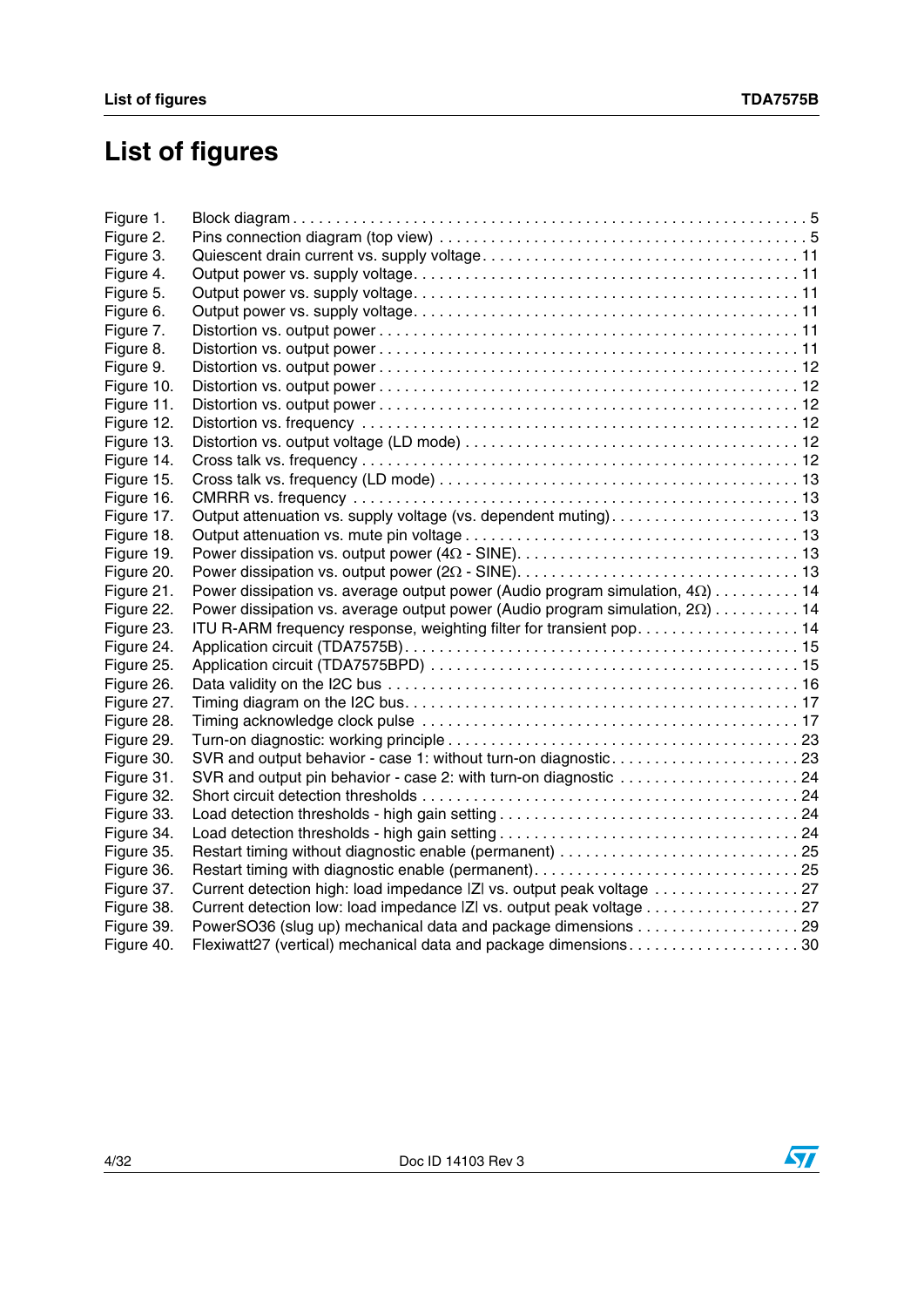# List of figures

| | | |
|---|---|---|
| Figure 1. | Block diagram | 5 |
| Figure 2. | Pins connection diagram (top view) | 5 |
| Figure 3. | Quiescent drain current vs. supply voltage | 11 |
| Figure 4. | Output power vs. supply voltage | 11 |
| Figure 5. | Output power vs. supply voltage | 11 |
| Figure 6. | Output power vs. supply voltage | 11 |
| Figure 7. | Distortion vs. output power | 11 |
| Figure 8. | Distortion vs. output power | 11 |
| Figure 9. | Distortion vs. output power | 12 |
| Figure 10. | Distortion vs. output power | 12 |
| Figure 11. | Distortion vs. output power | 12 |
| Figure 12. | Distortion vs. frequency | 12 |
| Figure 13. | Distortion vs. output voltage (LD mode) | 12 |
| Figure 14. | Cross talk vs. frequency | 12 |
| Figure 15. | Cross talk vs. frequency (LD mode) | 13 |
| Figure 16. | CMRRR vs. frequency | 13 |
| Figure 17. | Output attenuation vs. supply voltage (vs. dependent muting) | 13 |
| Figure 18. | Output attenuation vs. mute pin voltage | 13 |
| Figure 19. | Power dissipation vs. output power (4Ω - SINE) | 13 |
| Figure 20. | Power dissipation vs. output power (2Ω - SINE) | 13 |
| Figure 21. | Power dissipation vs. average output power (Audio program simulation, 4Ω) | 14 |
| Figure 22. | Power dissipation vs. average output power (Audio program simulation, 2Ω) | 14 |
| Figure 23. | ITU R-ARM frequency response, weighting filter for transient pop | 14 |
| Figure 24. | Application circuit (TDA7575B) | 15 |
| Figure 25. | Application circuit (TDA7575BPD) | 15 |
| Figure 26. | Data validity on the I2C bus | 16 |
| Figure 27. | Timing diagram on the I2C bus | 17 |
| Figure 28. | Timing acknowledge clock pulse | 17 |
| Figure 29. | Turn-on diagnostic: working principle | 23 |
| Figure 30. | SVR and output behavior - case 1: without turn-on diagnostic | 23 |
| Figure 31. | SVR and output pin behavior - case 2: with turn-on diagnostic | 24 |
| Figure 32. | Short circuit detection thresholds | 24 |
| Figure 33. | Load detection thresholds - high gain setting | 24 |
| Figure 34. | Load detection thresholds - high gain setting | 24 |
| Figure 35. | Restart timing without diagnostic enable (permanent) | 25 |
| Figure 36. | Restart timing with diagnostic enable (permanent) | 25 |
| Figure 37. | Current detection high: load impedance \|Z\| vs. output peak voltage | 27 |
| Figure 38. | Current detection low: load impedance \|Z\| vs. output peak voltage | 27 |
| Figure 39. | PowerSO36 (slug up) mechanical data and package dimensions | 29 |
| Figure 40. | Flexiwatt27 (vertical) mechanical data and package dimensions | 30 |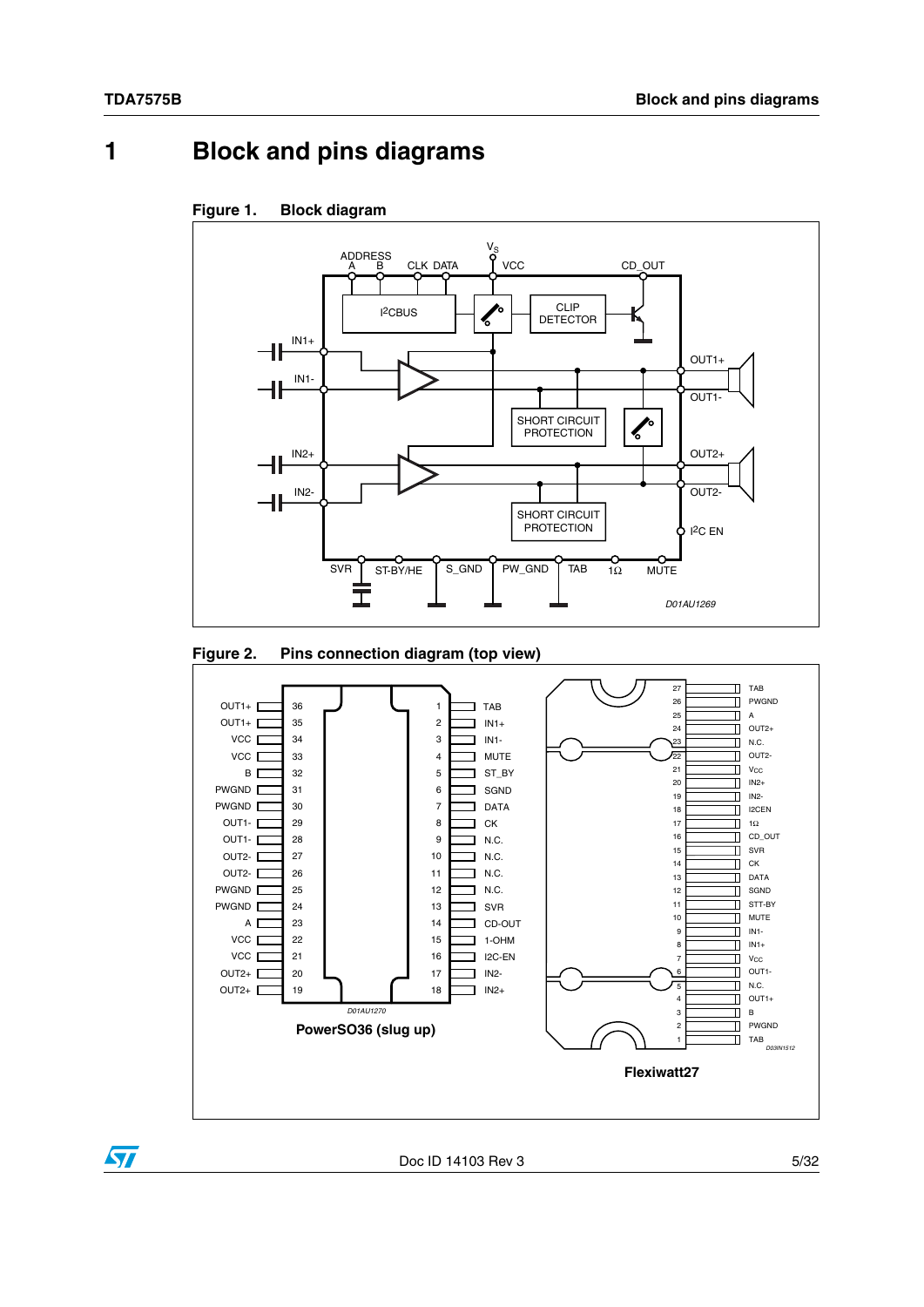# 1 Block and pins diagrams

**Figure 1. Block diagram**

**Figure 2. Pins connection diagram (top view)**

| Pin | Name | Pin | Name |
|---|---|---|---|
| 36 | OUT1+ | 1 | TAB |
| 35 | OUT1+ | 2 | IN1+ |
| 34 | VCC | 3 | IN1- |
| 33 | VCC | 4 | MUTE |
| 32 | B | 5 | ST_BY |
| 31 | PWGND | 6 | SGND |
| 30 | PWGND | 7 | DATA |
| 29 | OUT1- | 8 | CK |
| 28 | OUT1- | 9 | N.C. |
| 27 | OUT2- | 10 | N.C. |
| 26 | OUT2- | 11 | N.C. |
| 25 | PWGND | 12 | N.C. |
| 24 | PWGND | 13 | SVR |
| 23 | A | 14 | CD-OUT |
| 22 | VCC | 15 | 1-OHM |
| 21 | VCC | 16 | I2C-EN |
| 20 | OUT2+ | 17 | IN2- |
| 19 | OUT2+ | 18 | IN2+ |

PowerSO36 (slug up)

| Pin | Name |
|---|---|
| 27 | TAB |
| 26 | PWGND |
| 25 | A |
| 24 | OUT2+ |
| 23 | N.C. |
| 22 | OUT2- |
| 21 | Vcc |
| 20 | IN2+ |
| 19 | IN2- |
| 18 | I2CEN |
| 17 | 1Ω |
| 16 | CD_OUT |
| 15 | SVR |
| 14 | CK |
| 13 | DATA |
| 12 | SGND |
| 11 | STT-BY |
| 10 | MUTE |
| 9 | IN1- |
| 8 | IN1+ |
| 7 | Vcc |
| 6 | OUT1- |
| 5 | N.C. |
| 4 | OUT1+ |
| 3 | B |
| 2 | PWGND |
| 1 | TAB |

Flexiwatt27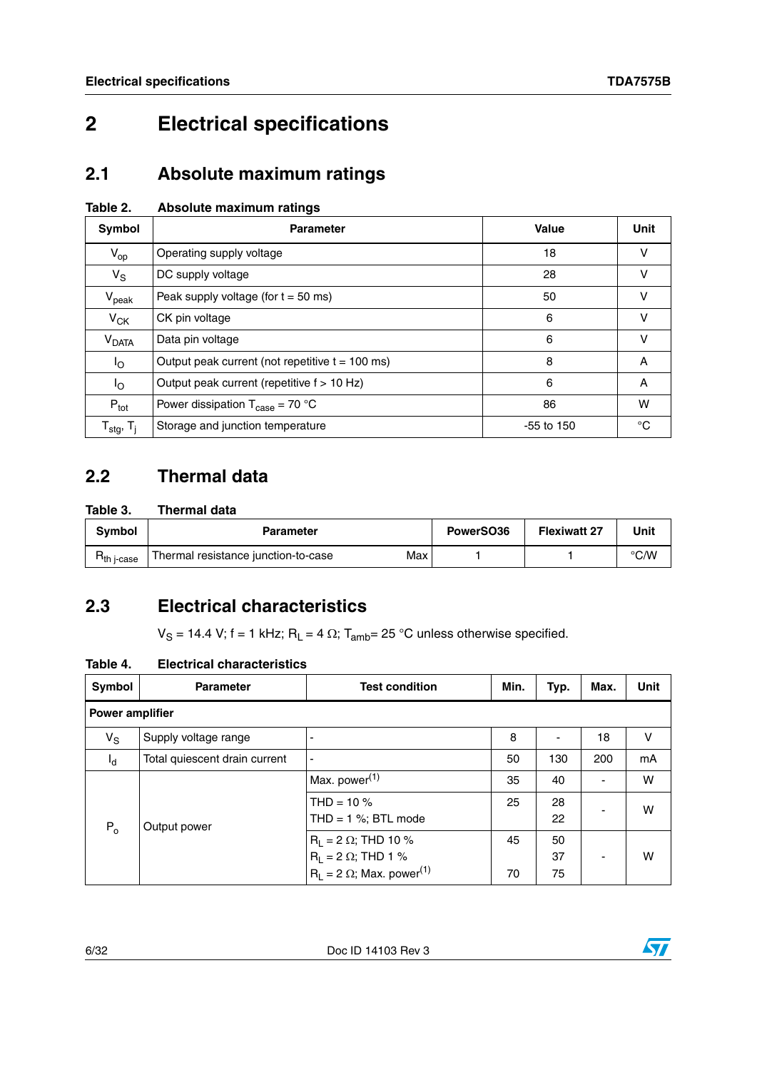# 2 Electrical specifications

## 2.1 Absolute maximum ratings

**Table 2. Absolute maximum ratings**

| Symbol | Parameter | Value | Unit |
|---|---|---|---|
| $V_{op}$ | Operating supply voltage | 18 | V |
| $V_S$ | DC supply voltage | 28 | V |
| $V_{peak}$ | Peak supply voltage (for t = 50 ms) | 50 | V |
| $V_{CK}$ | CK pin voltage | 6 | V |
| $V_{DATA}$ | Data pin voltage | 6 | V |
| $I_O$ | Output peak current (not repetitive t = 100 ms) | 8 | A |
| $I_O$ | Output peak current (repetitive f > 10 Hz) | 6 | A |
| $P_{tot}$ | Power dissipation $T_{case}$ = 70 °C | 86 | W |
| $T_{stg}$, $T_j$ | Storage and junction temperature | -55 to 150 | °C |

## 2.2 Thermal data

**Table 3. Thermal data**

| Symbol | Parameter | | PowerSO36 | Flexiwatt 27 | Unit |
|---|---|---|---|---|---|
| $R_{th\ j\text{-}case}$ | Thermal resistance junction-to-case | Max | 1 | 1 | °C/W |

## 2.3 Electrical characteristics

$V_S$ = 14.4 V; f = 1 kHz; $R_L$ = 4 Ω; $T_{amb}$= 25 °C unless otherwise specified.

**Table 4. Electrical characteristics**

| Symbol | Parameter | Test condition | Min. | Typ. | Max. | Unit |
|---|---|---|---|---|---|---|
| **Power amplifier** | | | | | | |
| $V_S$ | Supply voltage range | - | 8 | - | 18 | V |
| $I_d$ | Total quiescent drain current | - | 50 | 130 | 200 | mA |
| $P_o$ | Output power | Max. power[1] | 35 | 40 | - | W |
| | | THD = 10 %<br>THD = 1 %; BTL mode | 25 | 28<br>22 | - | W |
| | | $R_L$ = 2 Ω; THD 10 %<br>$R_L$ = 2 Ω; THD 1 %<br>$R_L$ = 2 Ω; Max. power[1] | 45<br><br>70 | 50<br>37<br>75 | - | W |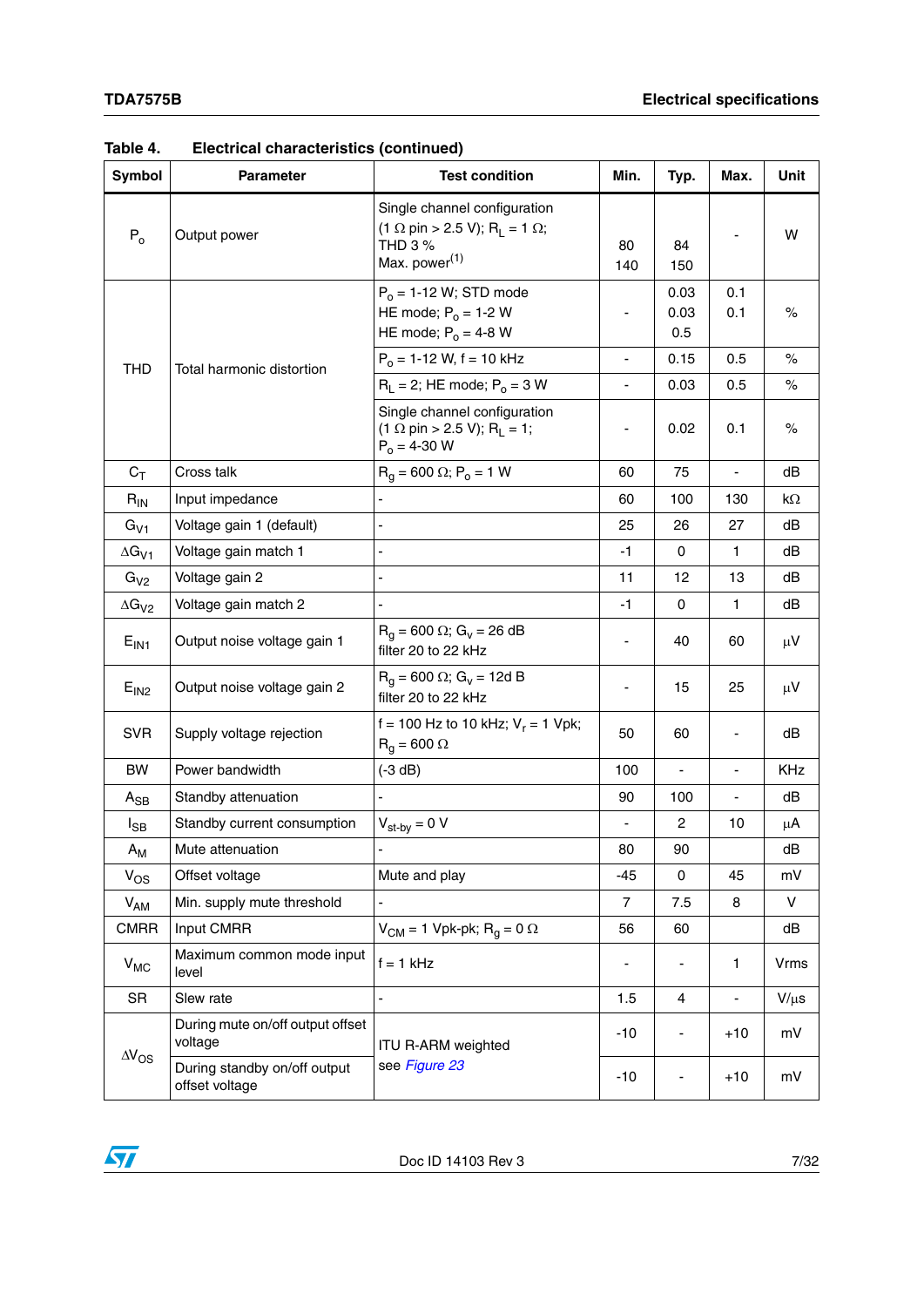**Table 4. Electrical characteristics (continued)**

| Symbol | Parameter | Test condition | Min. | Typ. | Max. | Unit |
|---|---|---|---|---|---|---|
| $P_o$ | Output power | Single channel configuration (1 Ω pin > 2.5 V); $R_L$ = 1 Ω; THD 3 % <br> Max. power[(1)] | 80 <br> 140 | 84 <br> 150 | - | W |
| THD | Total harmonic distortion | $P_o$ = 1-12 W; STD mode <br> HE mode; $P_o$ = 1-2 W <br> HE mode; $P_o$ = 4-8 W | - | 0.03 <br> 0.03 <br> 0.5 | 0.1 <br> 0.1 | % |
| | | $P_o$ = 1-12 W, f = 10 kHz | - | 0.15 | 0.5 | % |
| | | $R_L$ = 2; HE mode; $P_o$ = 3 W | - | 0.03 | 0.5 | % |
| | | Single channel configuration (1 Ω pin > 2.5 V); $R_L$ = 1; $P_o$ = 4-30 W | - | 0.02 | 0.1 | % |
| $C_T$ | Cross talk | $R_g$ = 600 Ω; $P_o$ = 1 W | 60 | 75 | - | dB |
| $R_{IN}$ | Input impedance | - | 60 | 100 | 130 | kΩ |
| $G_{V1}$ | Voltage gain 1 (default) | - | 25 | 26 | 27 | dB |
| $\Delta G_{V1}$ | Voltage gain match 1 | - | -1 | 0 | 1 | dB |
| $G_{V2}$ | Voltage gain 2 | - | 11 | 12 | 13 | dB |
| $\Delta G_{V2}$ | Voltage gain match 2 | - | -1 | 0 | 1 | dB |
| $E_{IN1}$ | Output noise voltage gain 1 | $R_g$ = 600 Ω; $G_v$ = 26 dB filter 20 to 22 kHz | - | 40 | 60 | µV |
| $E_{IN2}$ | Output noise voltage gain 2 | $R_g$ = 600 Ω; $G_v$ = 12d B filter 20 to 22 kHz | - | 15 | 25 | µV |
| SVR | Supply voltage rejection | f = 100 Hz to 10 kHz; $V_r$ = 1 Vpk; $R_g$ = 600 Ω | 50 | 60 | - | dB |
| BW | Power bandwidth | (-3 dB) | 100 | - | - | KHz |
| $A_{SB}$ | Standby attenuation | - | 90 | 100 | - | dB |
| $I_{SB}$ | Standby current consumption | $V_{st\text{-}by}$ = 0 V | - | 2 | 10 | µA |
| $A_M$ | Mute attenuation | - | 80 | 90 | | dB |
| $V_{OS}$ | Offset voltage | Mute and play | -45 | 0 | 45 | mV |
| $V_{AM}$ | Min. supply mute threshold | - | 7 | 7.5 | 8 | V |
| CMRR | Input CMRR | $V_{CM}$ = 1 Vpk-pk; $R_g$ = 0 Ω | 56 | 60 | | dB |
| $V_{MC}$ | Maximum common mode input level | f = 1 kHz | - | - | 1 | Vrms |
| SR | Slew rate | - | 1.5 | 4 | - | V/µs |
| $\Delta V_{OS}$ | During mute on/off output offset voltage | ITU R-ARM weighted see *Figure 23* | -10 | - | +10 | mV |
| | During standby on/off output offset voltage | | -10 | - | +10 | mV |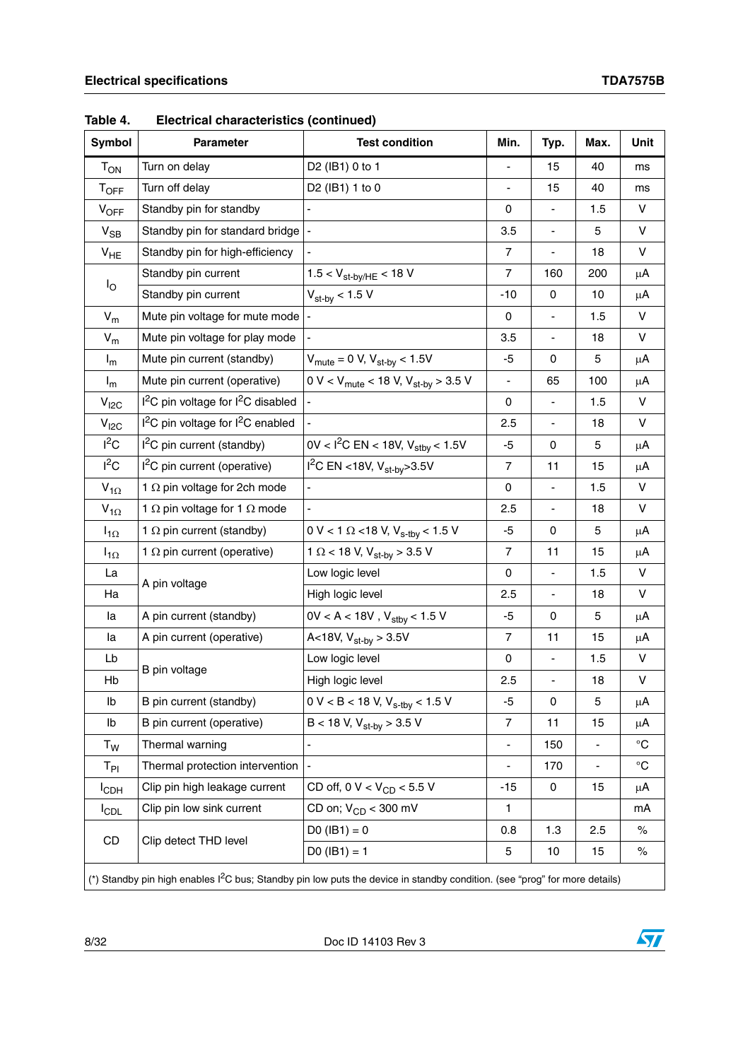**Table 4. Electrical characteristics (continued)**

| Symbol | Parameter | Test condition | Min. | Typ. | Max. | Unit |
|---|---|---|---|---|---|---|
| $T_{ON}$ | Turn on delay | D2 (IB1) 0 to 1 | - | 15 | 40 | ms |
| $T_{OFF}$ | Turn off delay | D2 (IB1) 1 to 0 | - | 15 | 40 | ms |
| $V_{OFF}$ | Standby pin for standby | - | 0 | - | 1.5 | V |
| $V_{SB}$ | Standby pin for standard bridge | - | 3.5 | - | 5 | V |
| $V_{HE}$ | Standby pin for high-efficiency | - | 7 | - | 18 | V |
| $I_O$ | Standby pin current | $1.5 < V_{st\text{-}by/HE} < 18$ V | 7 | 160 | 200 | µA |
| | Standby pin current | $V_{st\text{-}by} < 1.5$ V | -10 | 0 | 10 | µA |
| $V_m$ | Mute pin voltage for mute mode | - | 0 | - | 1.5 | V |
| $V_m$ | Mute pin voltage for play mode | - | 3.5 | - | 18 | V |
| $I_m$ | Mute pin current (standby) | $V_{mute} = 0$ V, $V_{st\text{-}by} < 1.5$V | -5 | 0 | 5 | µA |
| $I_m$ | Mute pin current (operative) | $0$ V $< V_{mute} < 18$ V, $V_{st\text{-}by} > 3.5$ V | - | 65 | 100 | µA |
| $V_{I2C}$ | $I^2C$ pin voltage for $I^2C$ disabled | - | 0 | - | 1.5 | V |
| $V_{I2C}$ | $I^2C$ pin voltage for $I^2C$ enabled | - | 2.5 | - | 18 | V |
| $I^2C$ | $I^2C$ pin current (standby) | 0V < $I^2C$ EN < 18V, $V_{stby} < 1.5$V | -5 | 0 | 5 | µA |
| $I^2C$ | $I^2C$ pin current (operative) | $I^2C$ EN <18V, $V_{st\text{-}by}$>3.5V | 7 | 11 | 15 | µA |
| $V_{1\Omega}$ | 1 Ω pin voltage for 2ch mode | - | 0 | - | 1.5 | V |
| $V_{1\Omega}$ | 1 Ω pin voltage for 1 Ω mode | - | 2.5 | - | 18 | V |
| $I_{1\Omega}$ | 1 Ω pin current (standby) | 0 V < 1 Ω <18 V, $V_{s\text{-}tby} < 1.5$ V | -5 | 0 | 5 | µA |
| $I_{1\Omega}$ | 1 Ω pin current (operative) | 1 Ω < 18 V, $V_{st\text{-}by} > 3.5$ V | 7 | 11 | 15 | µA |
| La | A pin voltage | Low logic level | 0 | - | 1.5 | V |
| Ha | | High logic level | 2.5 | - | 18 | V |
| Ia | A pin current (standby) | 0V < A < 18V , $V_{stby} < 1.5$ V | -5 | 0 | 5 | µA |
| Ia | A pin current (operative) | A<18V, $V_{st\text{-}by} > 3.5$V | 7 | 11 | 15 | µA |
| Lb | B pin voltage | Low logic level | 0 | - | 1.5 | V |
| Hb | | High logic level | 2.5 | - | 18 | V |
| Ib | B pin current (standby) | 0 V < B < 18 V, $V_{s\text{-}tby} < 1.5$ V | -5 | 0 | 5 | µA |
| Ib | B pin current (operative) | B < 18 V, $V_{st\text{-}by} > 3.5$ V | 7 | 11 | 15 | µA |
| $T_W$ | Thermal warning | - | - | 150 | - | °C |
| $T_{PI}$ | Thermal protection intervention | - | - | 170 | - | °C |
| $I_{CDH}$ | Clip pin high leakage current | CD off, 0 V < $V_{CD}$ < 5.5 V | -15 | 0 | 15 | µA |
| $I_{CDL}$ | Clip pin low sink current | CD on; $V_{CD}$ < 300 mV | 1 | | | mA |
| CD | Clip detect THD level | D0 (IB1) = 0 | 0.8 | 1.3 | 2.5 | % |
| | | D0 (IB1) = 1 | 5 | 10 | 15 | % |

(*) Standby pin high enables $I^2C$ bus; Standby pin low puts the device in standby condition. (see “prog” for more details)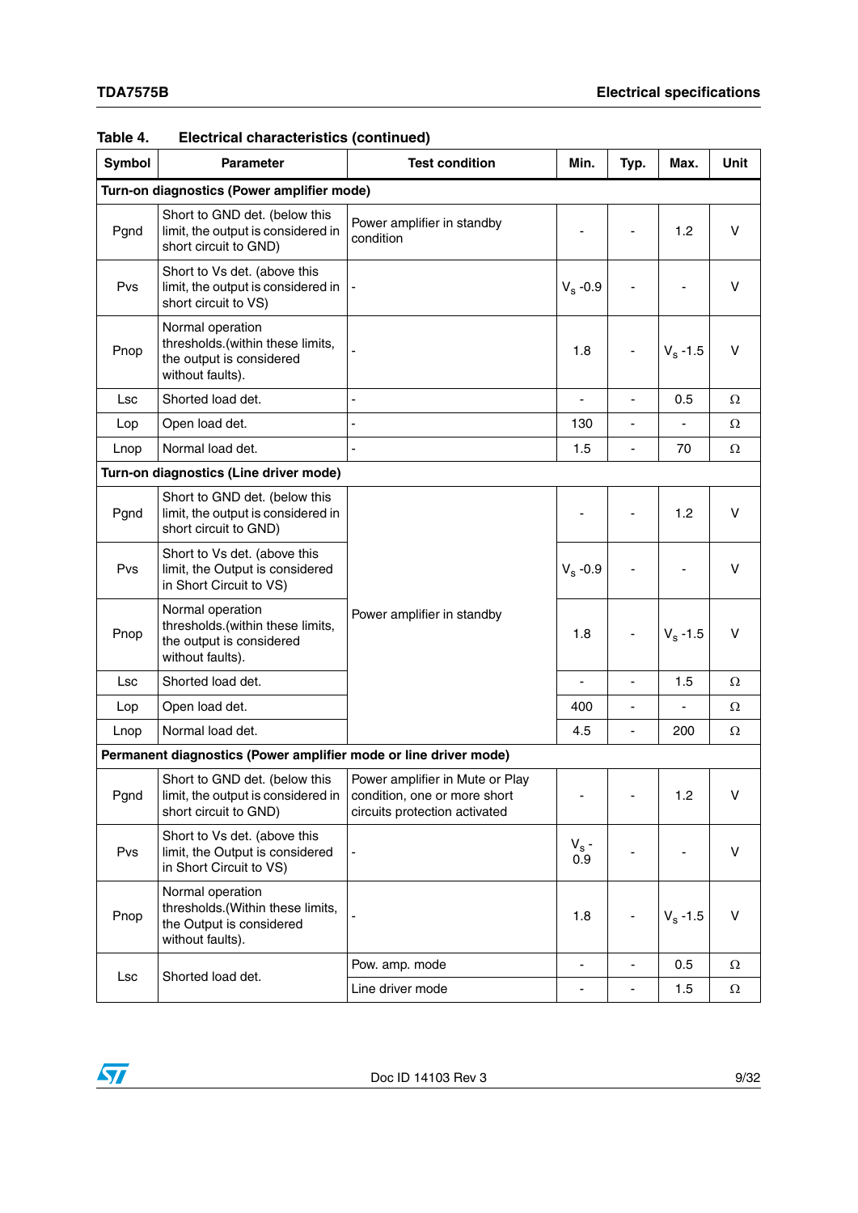Table 4. Electrical characteristics (continued)

| Symbol | Parameter | Test condition | Min. | Typ. | Max. | Unit |
|---|---|---|---|---|---|---|
| **Turn-on diagnostics (Power amplifier mode)** | | | | | | |
| Pgnd | Short to GND det. (below this limit, the output is considered in short circuit to GND) | Power amplifier in standby condition | - | - | 1.2 | V |
| Pvs | Short to Vs det. (above this limit, the output is considered in short circuit to VS) | - | $V_s$ -0.9 | - | - | V |
| Pnop | Normal operation thresholds.(within these limits, the output is considered without faults). | - | 1.8 | - | $V_s$ -1.5 | V |
| Lsc | Shorted load det. | - | - | - | 0.5 | Ω |
| Lop | Open load det. | - | 130 | - | - | Ω |
| Lnop | Normal load det. | - | 1.5 | - | 70 | Ω |
| **Turn-on diagnostics (Line driver mode)** | | | | | | |
| Pgnd | Short to GND det. (below this limit, the output is considered in short circuit to GND) | Power amplifier in standby | - | - | 1.2 | V |
| Pvs | Short to Vs det. (above this limit, the Output is considered in Short Circuit to VS) | | $V_s$ -0.9 | - | - | V |
| Pnop | Normal operation thresholds.(within these limits, the output is considered without faults). | | 1.8 | - | $V_s$ -1.5 | V |
| Lsc | Shorted load det. | | - | - | 1.5 | Ω |
| Lop | Open load det. | | 400 | - | - | Ω |
| Lnop | Normal load det. | | 4.5 | - | 200 | Ω |
| **Permanent diagnostics (Power amplifier mode or line driver mode)** | | | | | | |
| Pgnd | Short to GND det. (below this limit, the output is considered in short circuit to GND) | Power amplifier in Mute or Play condition, one or more short circuits protection activated | - | - | 1.2 | V |
| Pvs | Short to Vs det. (above this limit, the Output is considered in Short Circuit to VS) | - | $V_s$ - 0.9 | - | - | V |
| Pnop | Normal operation thresholds.(Within these limits, the Output is considered without faults). | - | 1.8 | - | $V_s$ -1.5 | V |
| Lsc | Shorted load det. | Pow. amp. mode | - | - | 0.5 | Ω |
| | | Line driver mode | - | - | 1.5 | Ω |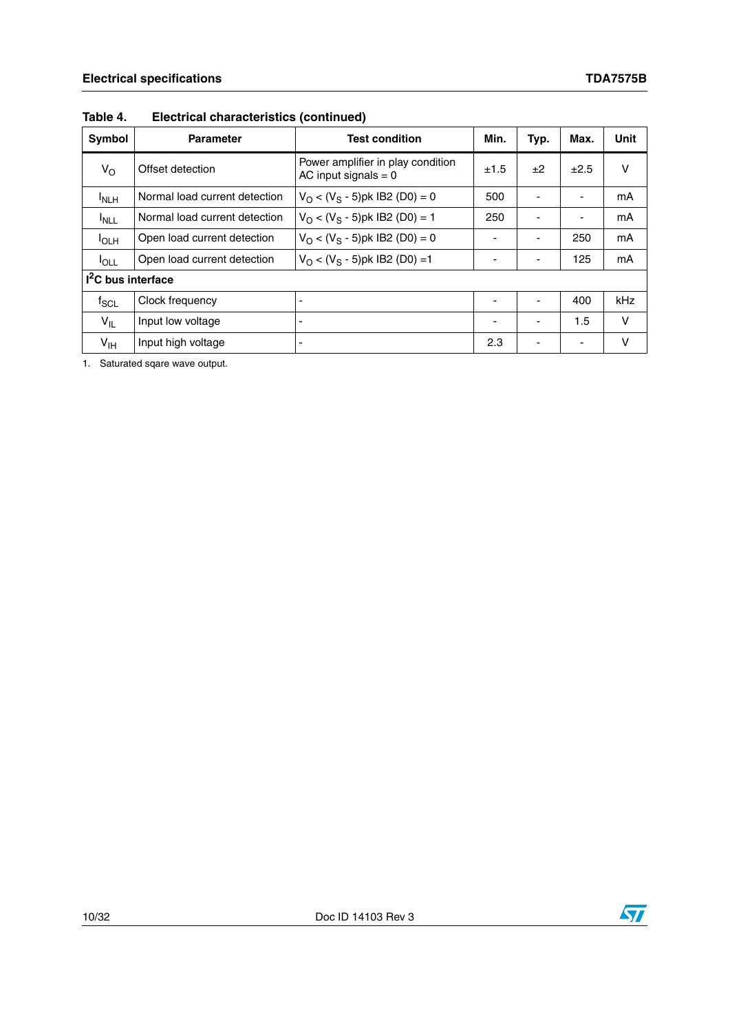**Table 4. Electrical characteristics (continued)**

| Symbol | Parameter | Test condition | Min. | Typ. | Max. | Unit |
|---|---|---|---|---|---|---|
| $V_O$ | Offset detection | Power amplifier in play condition AC input signals = 0 | ±1.5 | ±2 | ±2.5 | V |
| $I_{NLH}$ | Normal load current detection | $V_O < (V_S - 5)$pk IB2 (D0) = 0 | 500 | - | - | mA |
| $I_{NLL}$ | Normal load current detection | $V_O < (V_S - 5)$pk IB2 (D0) = 1 | 250 | - | - | mA |
| $I_{OLH}$ | Open load current detection | $V_O < (V_S - 5)$pk IB2 (D0) = 0 | - | - | 250 | mA |
| $I_{OLL}$ | Open load current detection | $V_O < (V_S - 5)$pk IB2 (D0) =1 | - | - | 125 | mA |
| **$I^2C$ bus interface** | | | | | | |
| $f_{SCL}$ | Clock frequency | - | - | - | 400 | kHz |
| $V_{IL}$ | Input low voltage | - | - | - | 1.5 | V |
| $V_{IH}$ | Input high voltage | - | 2.3 | - | - | V |

1. Saturated sqare wave output.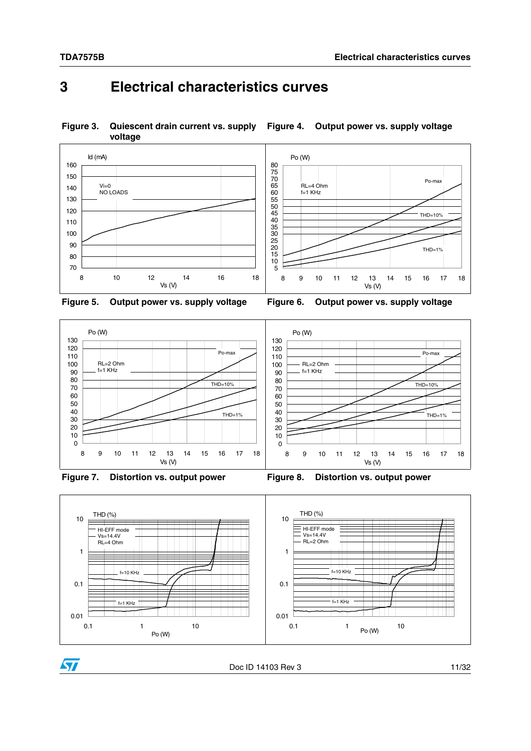# 3 Electrical characteristics curves

**Figure 3. Quiescent drain current vs. supply voltage**

Id (mA)

Vi=0
NO LOADS

Vs (V)

**Figure 4. Output power vs. supply voltage**

Po (W)

RL=4 Ohm
f=1 KHz

Po-max

THD=10%

THD=1%

Vs (V)

**Figure 5. Output power vs. supply voltage**

Po (W)

RL=2 Ohm
f=1 KHz

Po-max

THD=10%

THD=1%

Vs (V)

**Figure 6. Output power vs. supply voltage**

Po (W)

RL=2 Ohm
f=1 KHz

Po-max

THD=10%

THD=1%

Vs (V)

**Figure 7. Distortion vs. output power**

THD (%)

HI-EFF mode
Vs=14.4V
RL=4 Ohm

f=10 KHz

f=1 KHz

Po (W)

**Figure 8. Distortion vs. output power**

THD (%)

HI-EFF mode
Vs=14.4V
RL=2 Ohm

f=10 KHz

f=1 KHz

Po (W)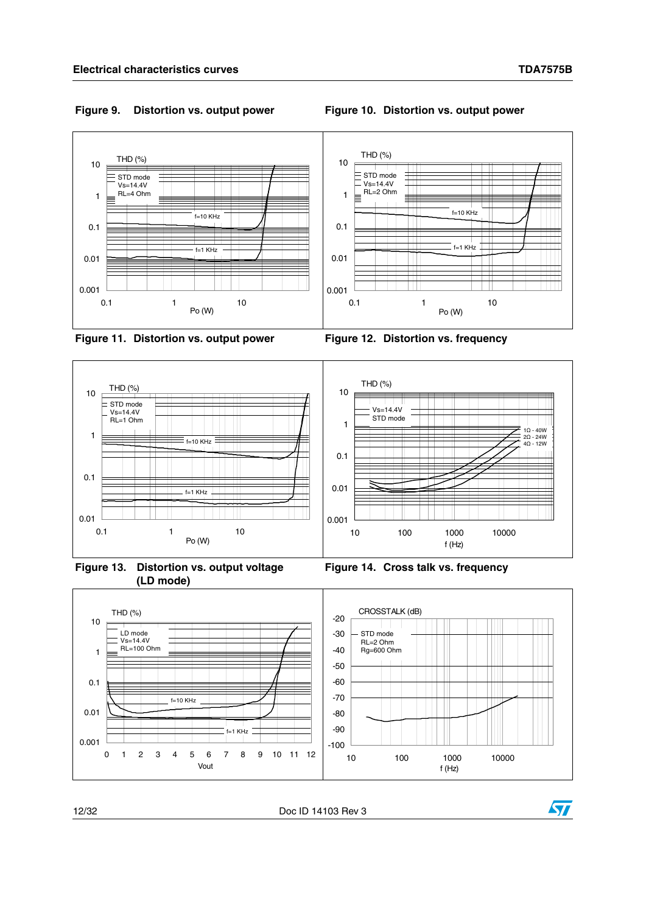## Electrical characteristics curves

**Figure 9. Distortion vs. output power**

THD (%)

STD mode
Vs=14.4V
RL=4 Ohm

f=10 KHz

f=1 KHz

10
1
0.1
0.01
0.001

0.1 1 10

Po (W)

**Figure 10. Distortion vs. output power**

THD (%)

STD mode
Vs=14.4V
RL=2 Ohm

f=10 KHz

f=1 KHz

10
1
0.1
0.01
0.001

0.1 1 10

Po (W)

**Figure 11. Distortion vs. output power**

THD (%)

STD mode
Vs=14.4V
RL=1 Ohm

f=10 KHz

f=1 KHz

10
1
0.1
0.01

0.1 1 10

Po (W)

**Figure 12. Distortion vs. frequency**

THD (%)

Vs=14.4V
STD mode

1Ω - 40W
2Ω - 24W
4Ω - 12W

10
1
0.1
0.01
0.001

10 100 1000 10000

f (Hz)

**Figure 13. Distortion vs. output voltage (LD mode)**

THD (%)

LD mode
Vs=14.4V
RL=100 Ohm

f=10 KHz

f=1 KHz

10
1
0.1
0.01
0.001

0 1 2 3 4 5 6 7 8 9 10 11 12

Vout

**Figure 14. Cross talk vs. frequency**

CROSSTALK (dB)

STD mode
RL=2 Ohm
Rg=600 Ohm

-20
-30
-40
-50
-60
-70
-80
-90
-100

10 100 1000 10000

f (Hz)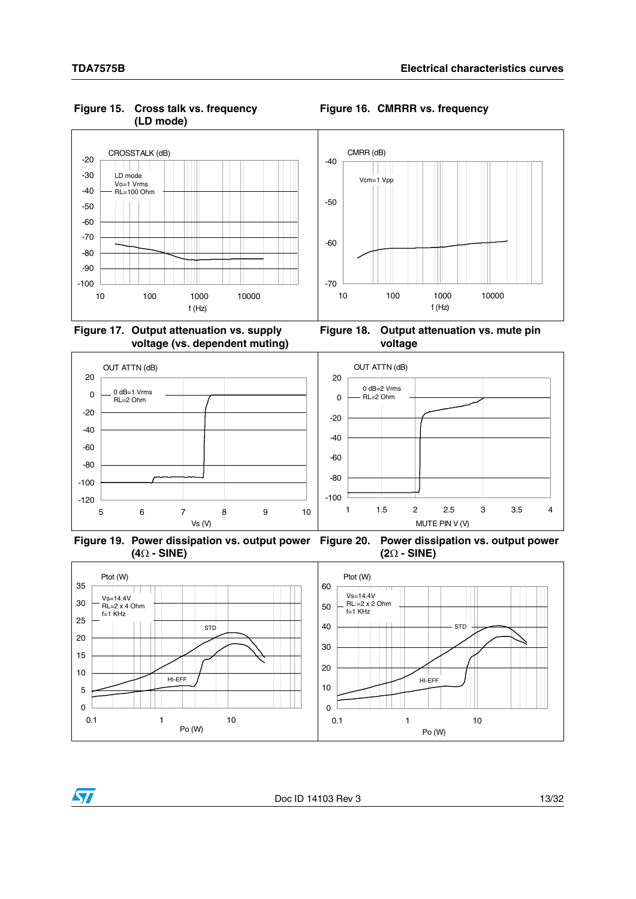**Figure 15. Cross talk vs. frequency (LD mode)**

CROSSTALK (dB)

LD mode
Vo=1 Vrms
RL=100 Ohm

f (Hz)

**Figure 16. CMRRR vs. frequency**

CMRR (dB)

Vcm=1 Vpp

f (Hz)

**Figure 17. Output attenuation vs. supply voltage (vs. dependent muting)**

OUT ATTN (dB)

0 dB=1 Vrms
RL=2 Ohm

Vs (V)

**Figure 18. Output attenuation vs. mute pin voltage**

OUT ATTN (dB)

0 dB=2 Vrms
RL=2 Ohm

MUTE PIN V (V)

**Figure 19. Power dissipation vs. output power (4Ω - SINE)**

Ptot (W)

Vs=14.4V
RL=2 x 4 Ohm
f=1 KHz

STD

HI-EFF

Po (W)

**Figure 20. Power dissipation vs. output power (2Ω - SINE)**

Ptot (W)

Vs=14.4V
RL:=2 x 2 Ohm
f=1 KHz

STD

HI-EFF

Po (W)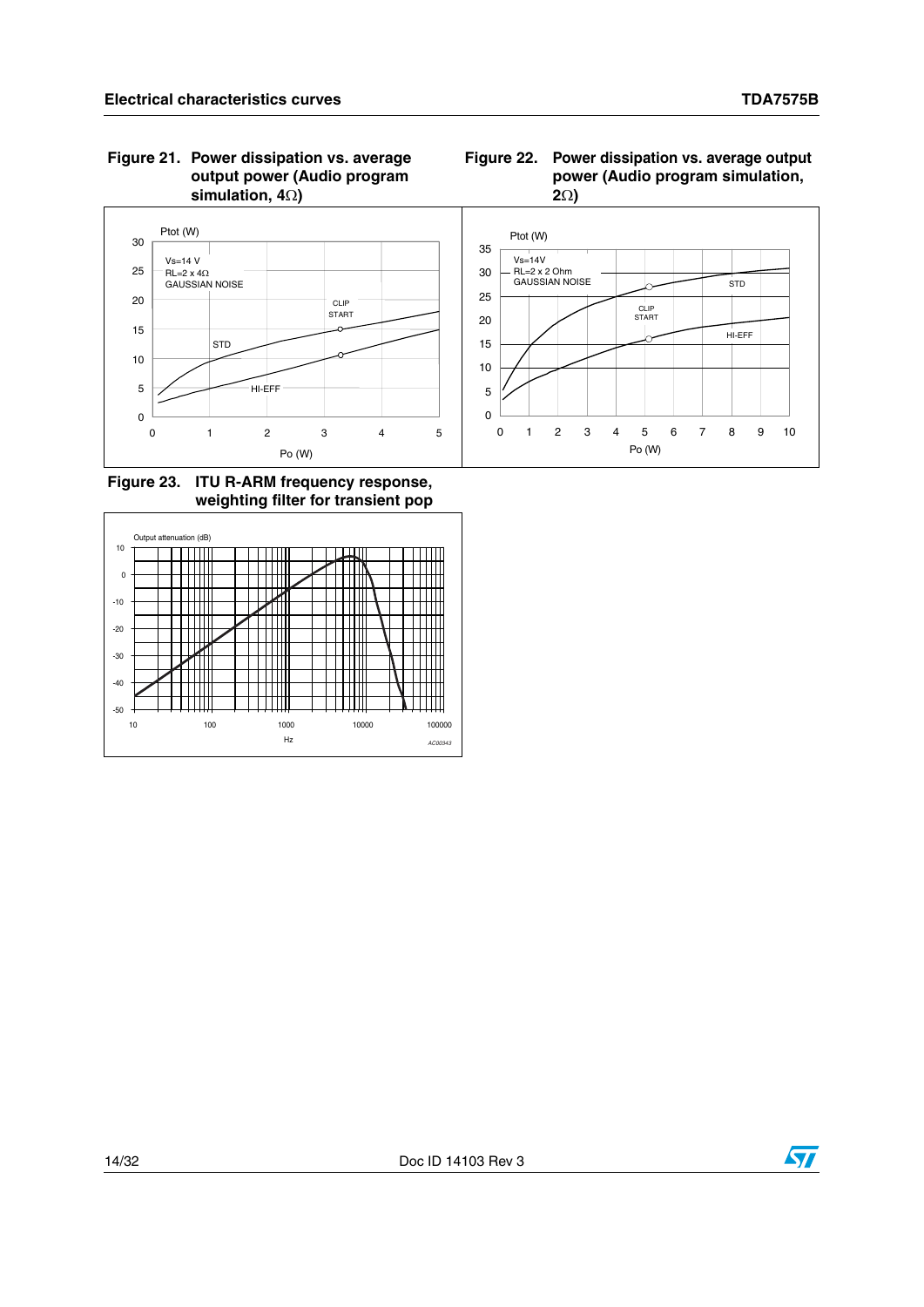**Figure 21. Power dissipation vs. average output power (Audio program simulation, 4Ω)**

**Figure 22. Power dissipation vs. average output power (Audio program simulation, 2Ω)**

**Figure 23. ITU R-ARM frequency response, weighting filter for transient pop**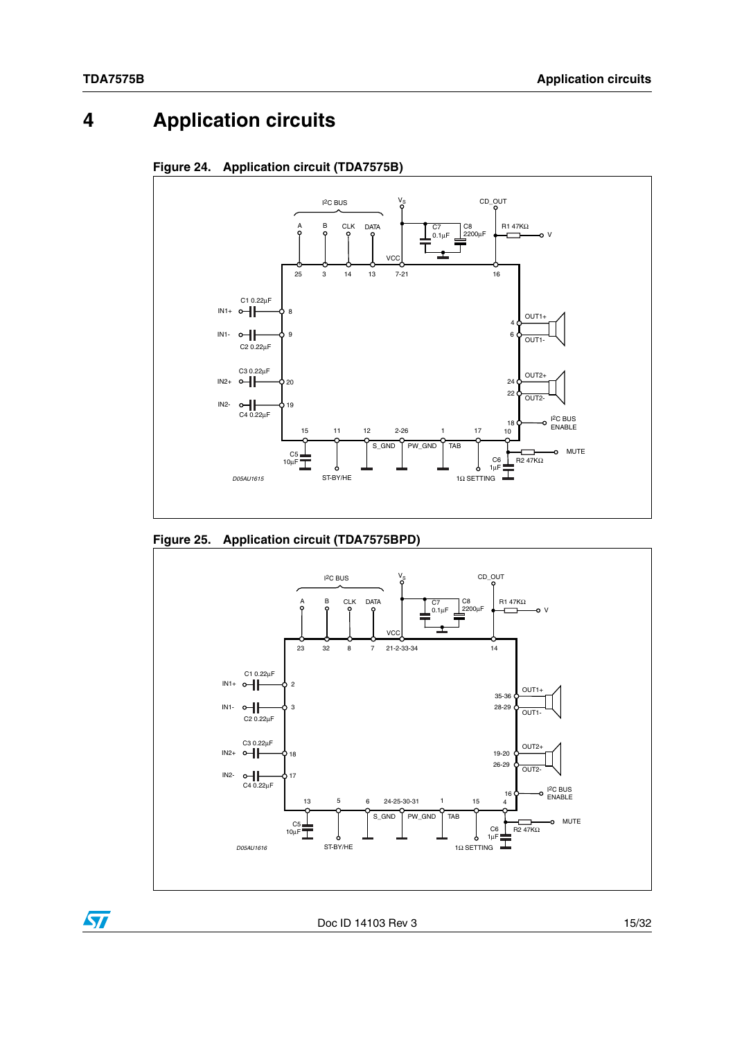# 4 Application circuits

**Figure 24. Application circuit (TDA7575B)**

**Figure 25. Application circuit (TDA7575BPD)**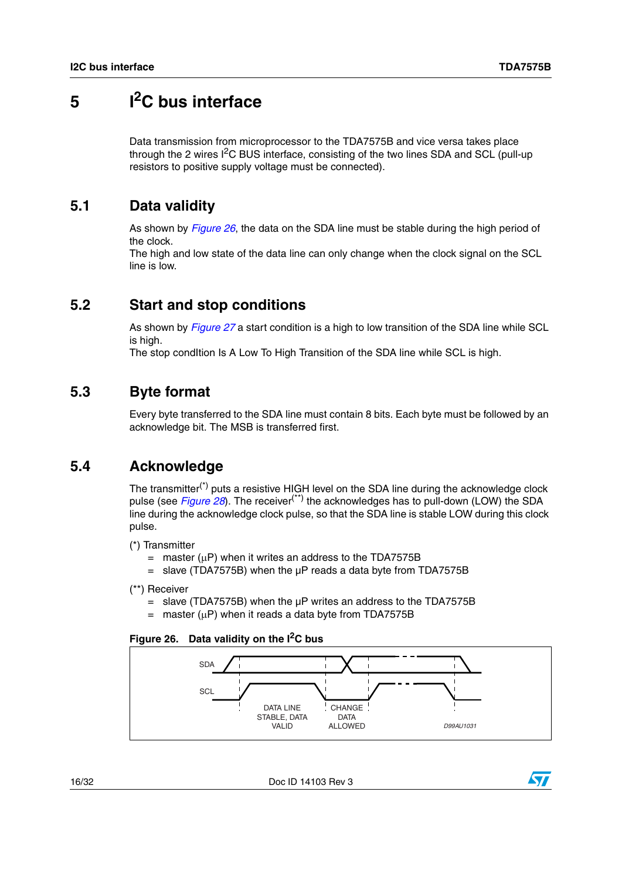# 5 I²C bus interface

Data transmission from microprocessor to the TDA7575B and vice versa takes place through the 2 wires I²C BUS interface, consisting of the two lines SDA and SCL (pull-up resistors to positive supply voltage must be connected).

## 5.1 Data validity

As shown by *Figure 26*, the data on the SDA line must be stable during the high period of the clock.
The high and low state of the data line can only change when the clock signal on the SCL line is low.

## 5.2 Start and stop conditions

As shown by *Figure 27* a start condition is a high to low transition of the SDA line while SCL is high.
The stop condItion Is A Low To High Transition of the SDA line while SCL is high.

## 5.3 Byte format

Every byte transferred to the SDA line must contain 8 bits. Each byte must be followed by an acknowledge bit. The MSB is transferred first.

## 5.4 Acknowledge

The transmitter(*) puts a resistive HIGH level on the SDA line during the acknowledge clock pulse (see *Figure 28*). The receiver(**) the acknowledges has to pull-down (LOW) the SDA line during the acknowledge clock pulse, so that the SDA line is stable LOW during this clock pulse.

(*) Transmitter

= master (µP) when it writes an address to the TDA7575B
= slave (TDA7575B) when the µP reads a data byte from TDA7575B

(**) Receiver

= slave (TDA7575B) when the µP writes an address to the TDA7575B
= master (µP) when it reads a data byte from TDA7575B

**Figure 26. Data validity on the I²C bus**

SDA
SCL
DATA LINE STABLE, DATA VALID
CHANGE DATA ALLOWED
D99AU1031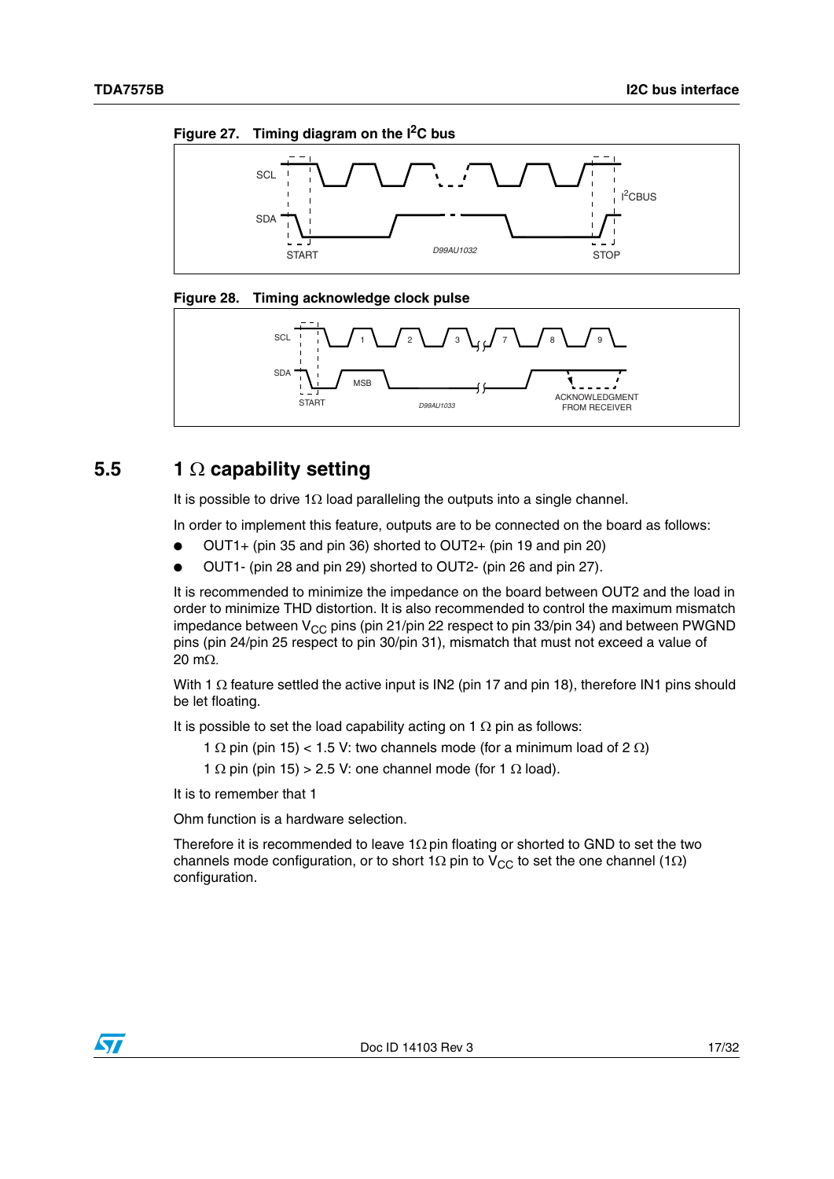Figure 27. Timing diagram on the $I^2C$ bus

Figure 28. Timing acknowledge clock pulse

## 5.5 1 Ω capability setting

It is possible to drive 1Ω load paralleling the outputs into a single channel.

In order to implement this feature, outputs are to be connected on the board as follows:

- OUT1+ (pin 35 and pin 36) shorted to OUT2+ (pin 19 and pin 20)
- OUT1- (pin 28 and pin 29) shorted to OUT2- (pin 26 and pin 27).

It is recommended to minimize the impedance on the board between OUT2 and the load in order to minimize THD distortion. It is also recommended to control the maximum mismatch impedance between $V_{CC}$ pins (pin 21/pin 22 respect to pin 33/pin 34) and between PWGND pins (pin 24/pin 25 respect to pin 30/pin 31), mismatch that must not exceed a value of 20 mΩ.

With 1 Ω feature settled the active input is IN2 (pin 17 and pin 18), therefore IN1 pins should be let floating.

It is possible to set the load capability acting on 1 Ω pin as follows:

1 Ω pin (pin 15) < 1.5 V: two channels mode (for a minimum load of 2 Ω)

1 Ω pin (pin 15) > 2.5 V: one channel mode (for 1 Ω load).

It is to remember that 1

Ohm function is a hardware selection.

Therefore it is recommended to leave 1Ω pin floating or shorted to GND to set the two channels mode configuration, or to short 1Ω pin to $V_{CC}$ to set the one channel (1Ω) configuration.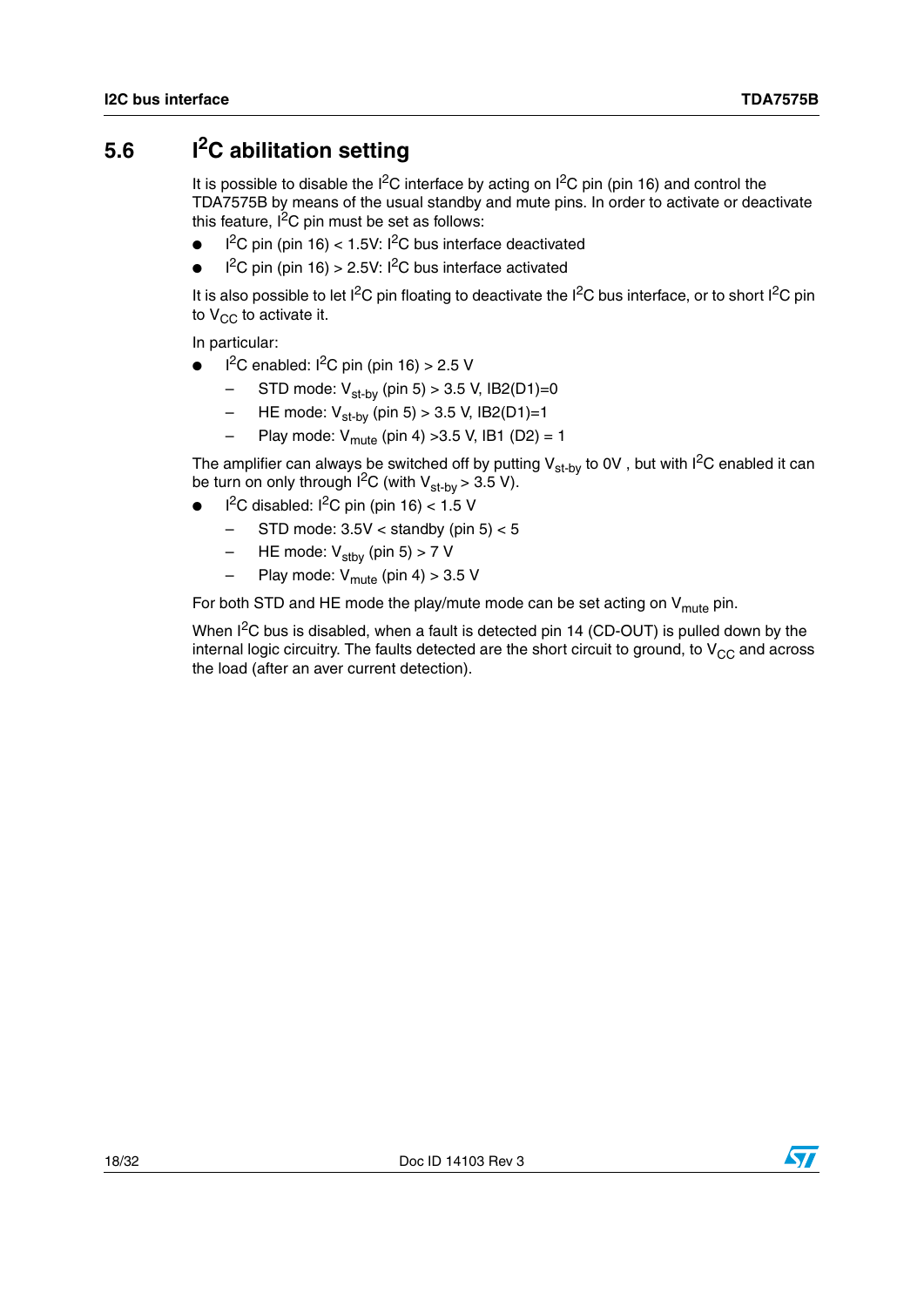## 5.6 $I^2C$ abilitation setting

It is possible to disable the $I^2C$ interface by acting on $I^2C$ pin (pin 16) and control the TDA7575B by means of the usual standby and mute pins. In order to activate or deactivate this feature, $I^2C$ pin must be set as follows:

- $I^2C$ pin (pin 16) < 1.5V: $I^2C$ bus interface deactivated
- $I^2C$ pin (pin 16) > 2.5V: $I^2C$ bus interface activated

It is also possible to let $I^2C$ pin floating to deactivate the $I^2C$ bus interface, or to short $I^2C$ pin to $V_{CC}$ to activate it.

In particular:

- $I^2C$ enabled: $I^2C$ pin (pin 16) > 2.5 V
  - STD mode: $V_{st\text{-}by}$ (pin 5) > 3.5 V, IB2(D1)=0
  - HE mode: $V_{st\text{-}by}$ (pin 5) > 3.5 V, IB2(D1)=1
  - Play mode: $V_{mute}$ (pin 4) >3.5 V, IB1 (D2) = 1

The amplifier can always be switched off by putting $V_{st\text{-}by}$ to 0V , but with $I^2C$ enabled it can be turn on only through $I^2C$ (with $V_{st\text{-}by}$ > 3.5 V).

- $I^2C$ disabled: $I^2C$ pin (pin 16) < 1.5 V
  - STD mode: 3.5V < standby (pin 5) < 5
  - HE mode: $V_{stby}$ (pin 5) > 7 V
  - Play mode: $V_{mute}$ (pin 4) > 3.5 V

For both STD and HE mode the play/mute mode can be set acting on $V_{mute}$ pin.

When $I^2C$ bus is disabled, when a fault is detected pin 14 (CD-OUT) is pulled down by the internal logic circuitry. The faults detected are the short circuit to ground, to $V_{CC}$ and across the load (after an aver current detection).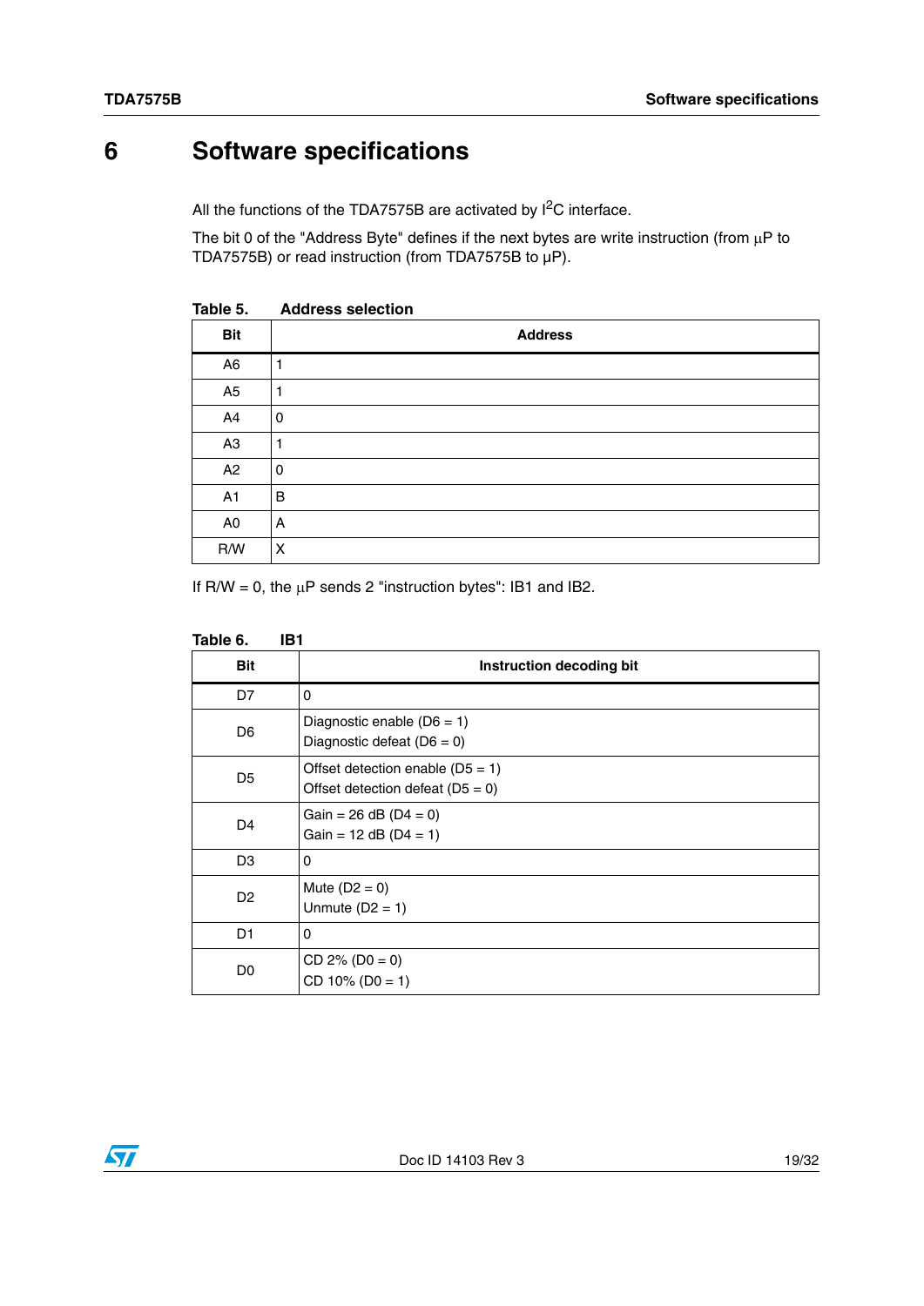# 6 Software specifications

All the functions of the TDA7575B are activated by $I^2C$ interface.

The bit 0 of the "Address Byte" defines if the next bytes are write instruction (from µP to TDA7575B) or read instruction (from TDA7575B to µP).

**Table 5. Address selection**

| Bit | Address |
|---|---|
| A6 | 1 |
| A5 | 1 |
| A4 | 0 |
| A3 | 1 |
| A2 | 0 |
| A1 | B |
| A0 | A |
| R/W | X |

If R/W = 0, the µP sends 2 "instruction bytes": IB1 and IB2.

**Table 6. IB1**

| Bit | Instruction decoding bit |
|---|---|
| D7 | 0 |
| D6 | Diagnostic enable (D6 = 1)<br>Diagnostic defeat (D6 = 0) |
| D5 | Offset detection enable (D5 = 1)<br>Offset detection defeat (D5 = 0) |
| D4 | Gain = 26 dB (D4 = 0)<br>Gain = 12 dB (D4 = 1) |
| D3 | 0 |
| D2 | Mute (D2 = 0)<br>Unmute (D2 = 1) |
| D1 | 0 |
| D0 | CD 2% (D0 = 0)<br>CD 10% (D0 = 1) |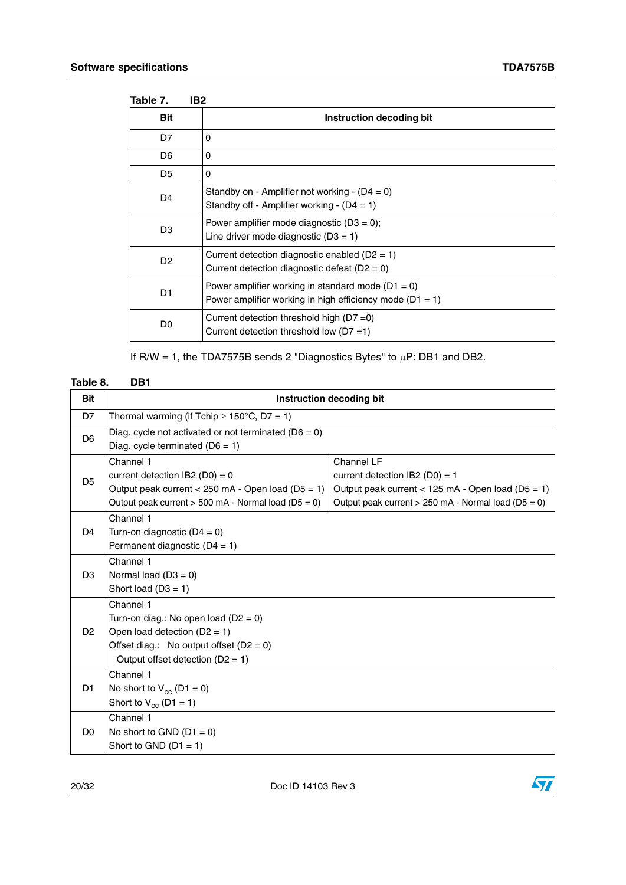Table 7. IB2

| Bit | Instruction decoding bit |
|---|---|
| D7 | 0 |
| D6 | 0 |
| D5 | 0 |
| D4 | Standby on - Amplifier not working - (D4 = 0)<br>Standby off - Amplifier working - (D4 = 1) |
| D3 | Power amplifier mode diagnostic (D3 = 0);<br>Line driver mode diagnostic (D3 = 1) |
| D2 | Current detection diagnostic enabled (D2 = 1)<br>Current detection diagnostic defeat (D2 = 0) |
| D1 | Power amplifier working in standard mode (D1 = 0)<br>Power amplifier working in high efficiency mode (D1 = 1) |
| D0 | Current detection threshold high (D7 =0)<br>Current detection threshold low (D7 =1) |

If R/W = 1, the TDA7575B sends 2 "Diagnostics Bytes" to µP: DB1 and DB2.

Table 8. DB1

| Bit | Instruction decoding bit | |
|---|---|---|
| D7 | Thermal warming (if Tchip ≥ 150°C, D7 = 1) | |
| D6 | Diag. cycle not activated or not terminated (D6 = 0)<br>Diag. cycle terminated (D6 = 1) | |
| D5 | Channel 1<br>current detection IB2 (D0) = 0<br>Output peak current < 250 mA - Open load (D5 = 1)<br>Output peak current > 500 mA - Normal load (D5 = 0) | Channel LF<br>current detection IB2 (D0) = 1<br>Output peak current < 125 mA - Open load (D5 = 1)<br>Output peak current > 250 mA - Normal load (D5 = 0) |
| D4 | Channel 1<br>Turn-on diagnostic (D4 = 0)<br>Permanent diagnostic (D4 = 1) | |
| D3 | Channel 1<br>Normal load (D3 = 0)<br>Short load (D3 = 1) | |
| D2 | Channel 1<br>Turn-on diag.: No open load (D2 = 0)<br>Open load detection (D2 = 1)<br>Offset diag.: No output offset (D2 = 0)<br>Output offset detection (D2 = 1) | |
| D1 | Channel 1<br>No short to $V_{cc}$ (D1 = 0)<br>Short to $V_{cc}$ (D1 = 1) | |
| D0 | Channel 1<br>No short to GND (D1 = 0)<br>Short to GND (D1 = 1) | |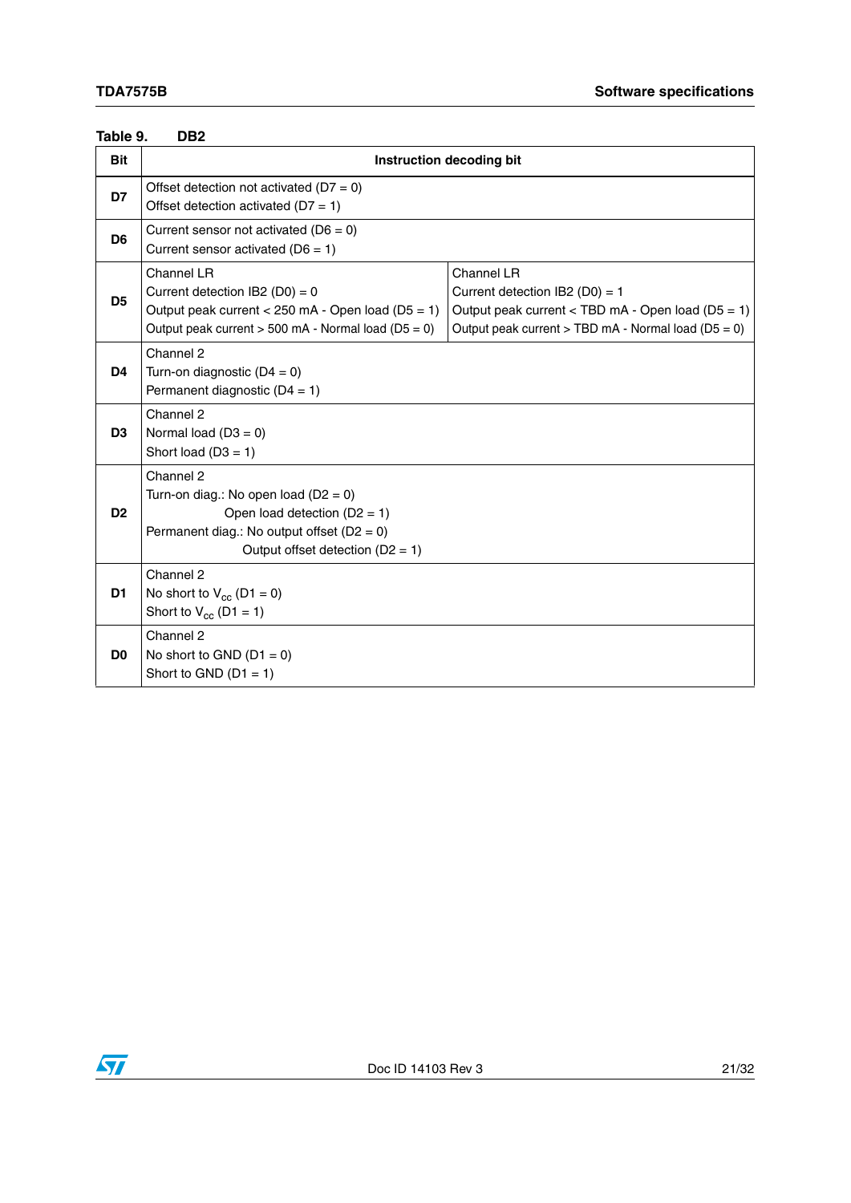Table 9. DB2

| Bit | Instruction decoding bit | |
|---|---|---|
| D7 | Offset detection not activated (D7 = 0)<br>Offset detection activated (D7 = 1) | |
| D6 | Current sensor not activated (D6 = 0)<br>Current sensor activated (D6 = 1) | |
| D5 | Channel LR<br>Current detection IB2 (D0) = 0<br>Output peak current < 250 mA - Open load (D5 = 1)<br>Output peak current > 500 mA - Normal load (D5 = 0) | Channel LR<br>Current detection IB2 (D0) = 1<br>Output peak current < TBD mA - Open load (D5 = 1)<br>Output peak current > TBD mA - Normal load (D5 = 0) |
| D4 | Channel 2<br>Turn-on diagnostic (D4 = 0)<br>Permanent diagnostic (D4 = 1) | |
| D3 | Channel 2<br>Normal load (D3 = 0)<br>Short load (D3 = 1) | |
| D2 | Channel 2<br>Turn-on diag.: No open load (D2 = 0)<br>Open load detection (D2 = 1)<br>Permanent diag.: No output offset (D2 = 0)<br>Output offset detection (D2 = 1) | |
| D1 | Channel 2<br>No short to $V_{cc}$ (D1 = 0)<br>Short to $V_{cc}$ (D1 = 1) | |
| D0 | Channel 2<br>No short to GND (D1 = 0)<br>Short to GND (D1 = 1) | |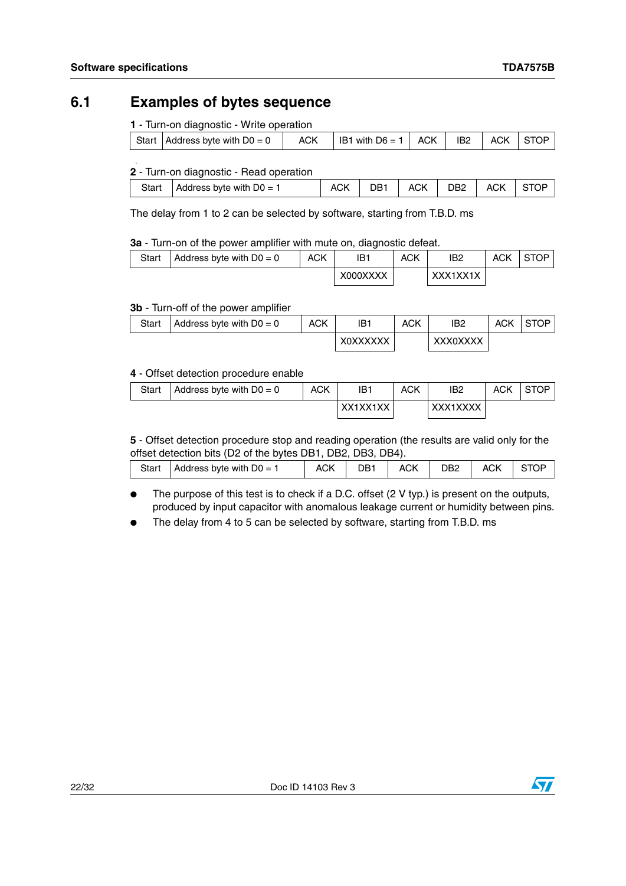## 6.1 Examples of bytes sequence

**1** - Turn-on diagnostic - Write operation

| Start | Address byte with D0 = 0 | ACK | IB1 with D6 = 1 | ACK | IB2 | ACK | STOP |
|---|---|---|---|---|---|---|---|

**2** - Turn-on diagnostic - Read operation

| Start | Address byte with D0 = 1 | ACK | DB1 | ACK | DB2 | ACK | STOP |
|---|---|---|---|---|---|---|---|

The delay from 1 to 2 can be selected by software, starting from T.B.D. ms

**3a** - Turn-on of the power amplifier with mute on, diagnostic defeat.

| Start | Address byte with D0 = 0 | ACK | IB1 | ACK | IB2 | ACK | STOP |
|---|---|---|---|---|---|---|---|
| | | | X000XXXX | | XXX1XX1X | | |

**3b** - Turn-off of the power amplifier

| Start | Address byte with D0 = 0 | ACK | IB1 | ACK | IB2 | ACK | STOP |
|---|---|---|---|---|---|---|---|
| | | | X0XXXXXX | | XXX0XXXX | | |

**4** - Offset detection procedure enable

| Start | Address byte with D0 = 0 | ACK | IB1 | ACK | IB2 | ACK | STOP |
|---|---|---|---|---|---|---|---|
| | | | XX1XX1XX | | XXX1XXXX | | |

**5** - Offset detection procedure stop and reading operation (the results are valid only for the offset detection bits (D2 of the bytes DB1, DB2, DB3, DB4).

| Start | Address byte with D0 = 1 | ACK | DB1 | ACK | DB2 | ACK | STOP |
|---|---|---|---|---|---|---|---|

- The purpose of this test is to check if a D.C. offset (2 V typ.) is present on the outputs, produced by input capacitor with anomalous leakage current or humidity between pins.
- The delay from 4 to 5 can be selected by software, starting from T.B.D. ms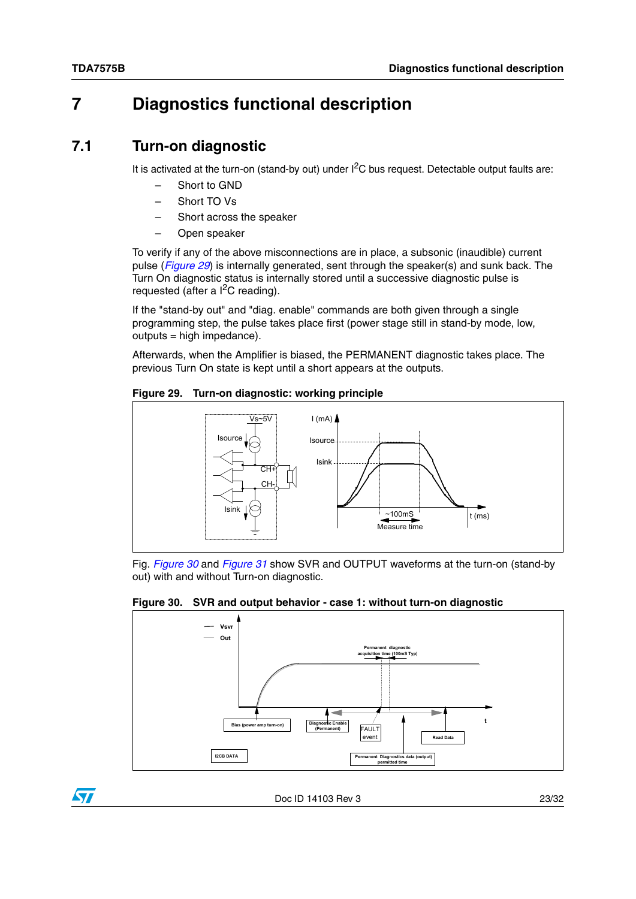# 7 Diagnostics functional description

## 7.1 Turn-on diagnostic

It is activated at the turn-on (stand-by out) under $I^2C$ bus request. Detectable output faults are:

- Short to GND
- Short TO Vs
- Short across the speaker
- Open speaker

To verify if any of the above misconnections are in place, a subsonic (inaudible) current pulse (*Figure 29*) is internally generated, sent through the speaker(s) and sunk back. The Turn On diagnostic status is internally stored until a successive diagnostic pulse is requested (after a $I^2C$ reading).

If the "stand-by out" and "diag. enable" commands are both given through a single programming step, the pulse takes place first (power stage still in stand-by mode, low, outputs = high impedance).

Afterwards, when the Amplifier is biased, the PERMANENT diagnostic takes place. The previous Turn On state is kept until a short appears at the outputs.

**Figure 29. Turn-on diagnostic: working principle**

Fig. *Figure 30* and *Figure 31* show SVR and OUTPUT waveforms at the turn-on (stand-by out) with and without Turn-on diagnostic.

**Figure 30. SVR and output behavior - case 1: without turn-on diagnostic**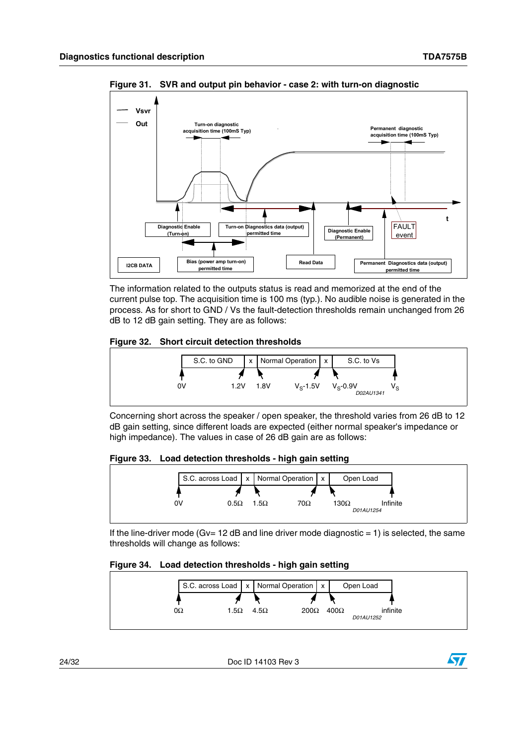**Figure 31. SVR and output pin behavior - case 2: with turn-on diagnostic**

The information related to the outputs status is read and memorized at the end of the current pulse top. The acquisition time is 100 ms (typ.). No audible noise is generated in the process. As for short to GND / Vs the fault-detection thresholds remain unchanged from 26 dB to 12 dB gain setting. They are as follows:

**Figure 32. Short circuit detection thresholds**

| S.C. to GND | x | Normal Operation | x | S.C. to Vs |
|---|---|---|---|---|
| 0V … 1.2V | 1.2V … 1.8V | 1.8V … $V_S$-1.5V | $V_S$-1.5V … $V_S$-0.9V | $V_S$-0.9V … $V_S$ |

Concerning short across the speaker / open speaker, the threshold varies from 26 dB to 12 dB gain setting, since different loads are expected (either normal speaker's impedance or high impedance). The values in case of 26 dB gain are as follows:

**Figure 33. Load detection thresholds - high gain setting**

| S.C. across Load | x | Normal Operation | x | Open Load |
|---|---|---|---|---|
| 0V … 0.5Ω | 0.5Ω … 1.5Ω | 1.5Ω … 70Ω | 70Ω … 130Ω | 130Ω … Infinite |

If the line-driver mode (Gv= 12 dB and line driver mode diagnostic = 1) is selected, the same thresholds will change as follows:

**Figure 34. Load detection thresholds - high gain setting**

| S.C. across Load | x | Normal Operation | x | Open Load |
|---|---|---|---|---|
| 0Ω … 1.5Ω | 1.5Ω … 4.5Ω | 4.5Ω … 200Ω | 200Ω … 400Ω | 400Ω … infinite |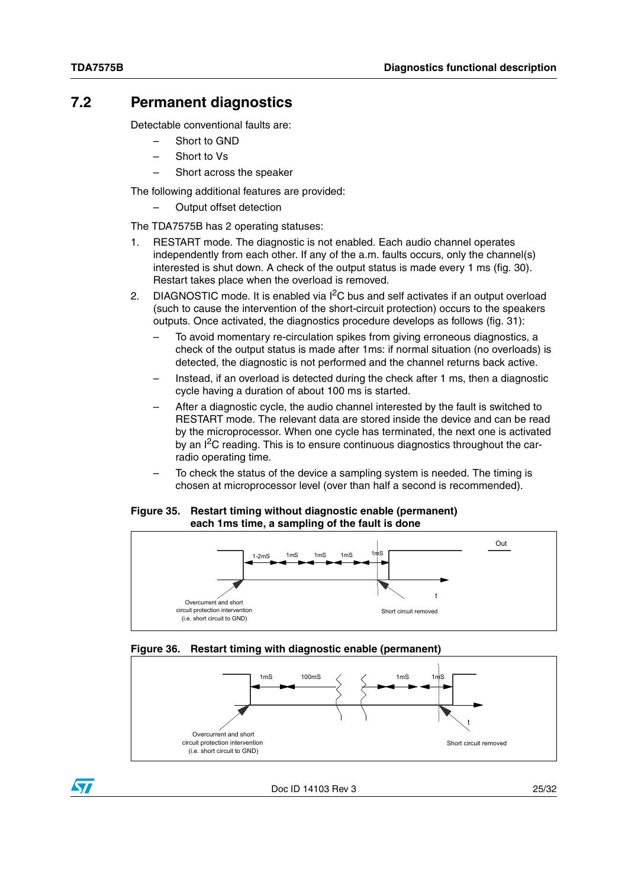## 7.2 Permanent diagnostics

Detectable conventional faults are:

- Short to GND
- Short to Vs
- Short across the speaker

The following additional features are provided:

- Output offset detection

The TDA7575B has 2 operating statuses:

1. RESTART mode. The diagnostic is not enabled. Each audio channel operates independently from each other. If any of the a.m. faults occurs, only the channel(s) interested is shut down. A check of the output status is made every 1 ms (fig. 30). Restart takes place when the overload is removed.
2. DIAGNOSTIC mode. It is enabled via $I^2C$ bus and self activates if an output overload (such to cause the intervention of the short-circuit protection) occurs to the speakers outputs. Once activated, the diagnostics procedure develops as follows (fig. 31):
   - To avoid momentary re-circulation spikes from giving erroneous diagnostics, a check of the output status is made after 1ms: if normal situation (no overloads) is detected, the diagnostic is not performed and the channel returns back active.
   - Instead, if an overload is detected during the check after 1 ms, then a diagnostic cycle having a duration of about 100 ms is started.
   - After a diagnostic cycle, the audio channel interested by the fault is switched to RESTART mode. The relevant data are stored inside the device and can be read by the microprocessor. When one cycle has terminated, the next one is activated by an $I^2C$ reading. This is to ensure continuous diagnostics throughout the car-radio operating time.
   - To check the status of the device a sampling system is needed. The timing is chosen at microprocessor level (over than half a second is recommended).

**Figure 35. Restart timing without diagnostic enable (permanent) each 1ms time, a sampling of the fault is done**

**Figure 36. Restart timing with diagnostic enable (permanent)**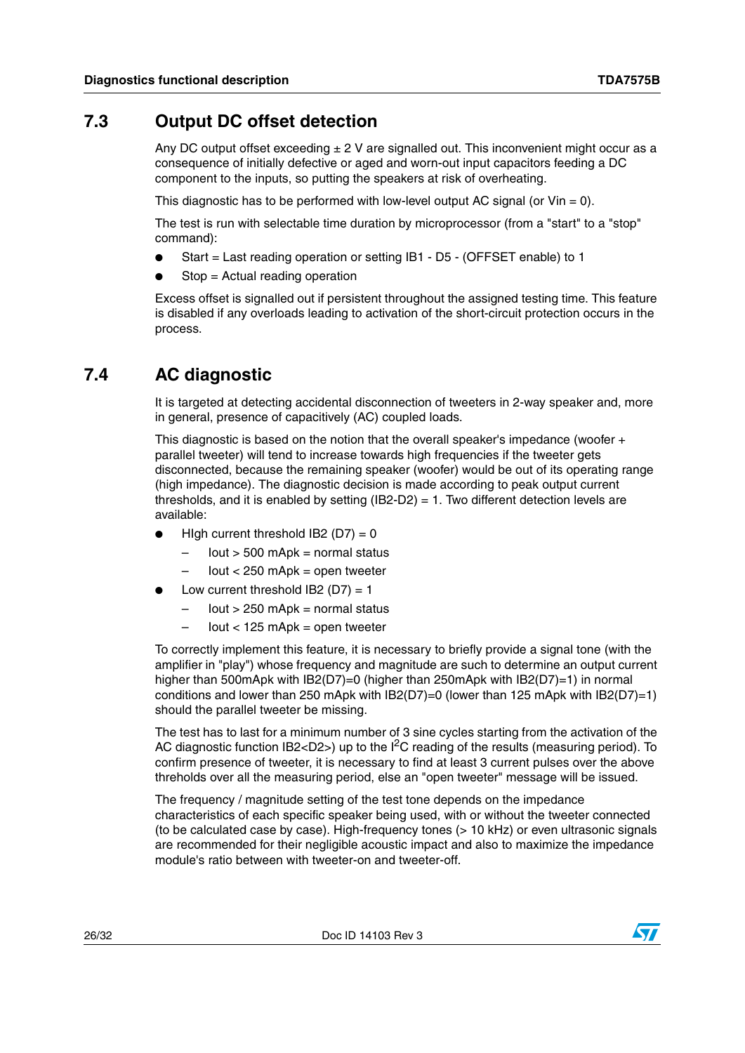## 7.3 Output DC offset detection

Any DC output offset exceeding ± 2 V are signalled out. This inconvenient might occur as a consequence of initially defective or aged and worn-out input capacitors feeding a DC component to the inputs, so putting the speakers at risk of overheating.

This diagnostic has to be performed with low-level output AC signal (or Vin = 0).

The test is run with selectable time duration by microprocessor (from a "start" to a "stop" command):

- Start = Last reading operation or setting IB1 - D5 - (OFFSET enable) to 1
- Stop = Actual reading operation

Excess offset is signalled out if persistent throughout the assigned testing time. This feature is disabled if any overloads leading to activation of the short-circuit protection occurs in the process.

## 7.4 AC diagnostic

It is targeted at detecting accidental disconnection of tweeters in 2-way speaker and, more in general, presence of capacitively (AC) coupled loads.

This diagnostic is based on the notion that the overall speaker's impedance (woofer + parallel tweeter) will tend to increase towards high frequencies if the tweeter gets disconnected, because the remaining speaker (woofer) would be out of its operating range (high impedance). The diagnostic decision is made according to peak output current thresholds, and it is enabled by setting (IB2-D2) = 1. Two different detection levels are available:

- HIgh current threshold IB2 (D7) = 0
  - Iout > 500 mApk = normal status
  - Iout < 250 mApk = open tweeter
- Low current threshold IB2 (D7) = 1
  - Iout > 250 mApk = normal status
  - Iout < 125 mApk = open tweeter

To correctly implement this feature, it is necessary to briefly provide a signal tone (with the amplifier in "play") whose frequency and magnitude are such to determine an output current higher than 500mApk with IB2(D7)=0 (higher than 250mApk with IB2(D7)=1) in normal conditions and lower than 250 mApk with IB2(D7)=0 (lower than 125 mApk with IB2(D7)=1) should the parallel tweeter be missing.

The test has to last for a minimum number of 3 sine cycles starting from the activation of the AC diagnostic function IB2<D2>) up to the $I^2C$ reading of the results (measuring period). To confirm presence of tweeter, it is necessary to find at least 3 current pulses over the above threholds over all the measuring period, else an "open tweeter" message will be issued.

The frequency / magnitude setting of the test tone depends on the impedance characteristics of each specific speaker being used, with or without the tweeter connected (to be calculated case by case). High-frequency tones (> 10 kHz) or even ultrasonic signals are recommended for their negligible acoustic impact and also to maximize the impedance module's ratio between with tweeter-on and tweeter-off.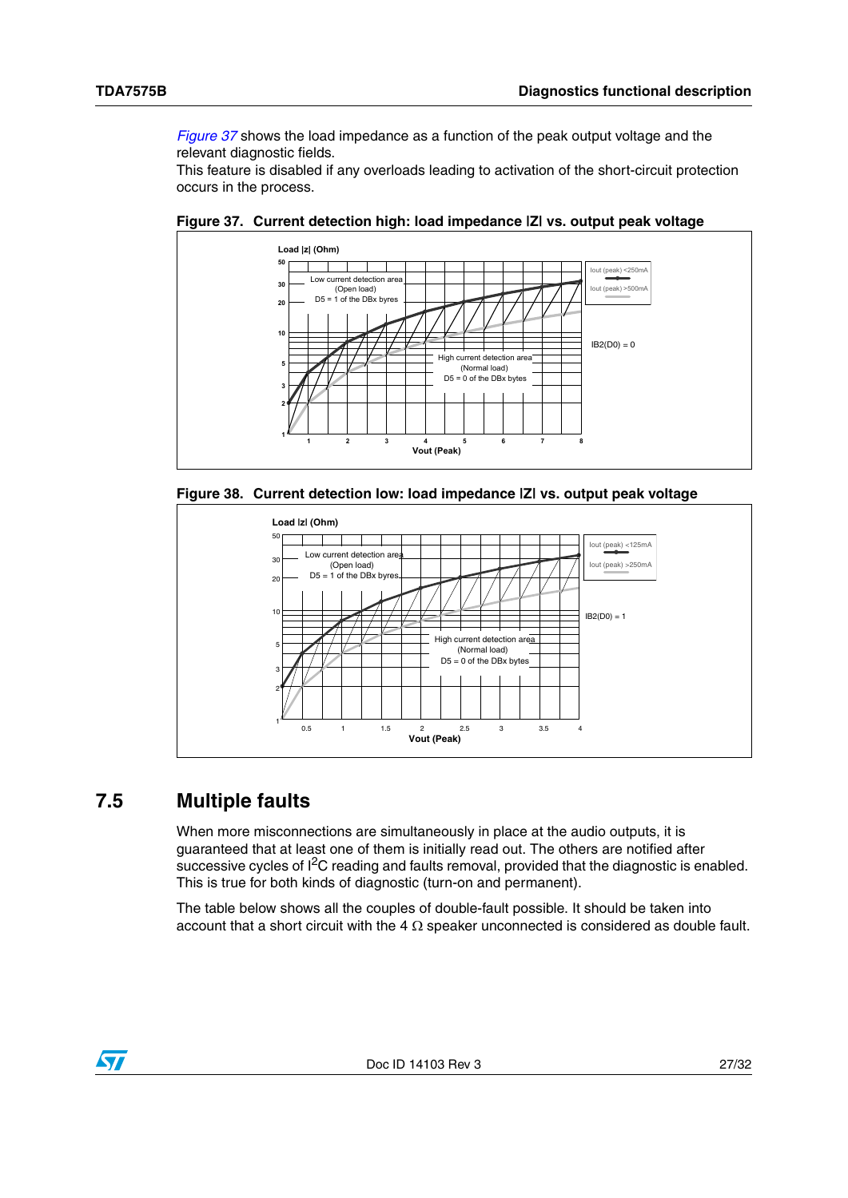*Figure 37* shows the load impedance as a function of the peak output voltage and the relevant diagnostic fields.
This feature is disabled if any overloads leading to activation of the short-circuit protection occurs in the process.

**Figure 37. Current detection high: load impedance |Z| vs. output peak voltage**

**Figure 38. Current detection low: load impedance |Z| vs. output peak voltage**

## 7.5 Multiple faults

When more misconnections are simultaneously in place at the audio outputs, it is guaranteed that at least one of them is initially read out. The others are notified after successive cycles of I²C reading and faults removal, provided that the diagnostic is enabled. This is true for both kinds of diagnostic (turn-on and permanent).

The table below shows all the couples of double-fault possible. It should be taken into account that a short circuit with the 4 Ω speaker unconnected is considered as double fault.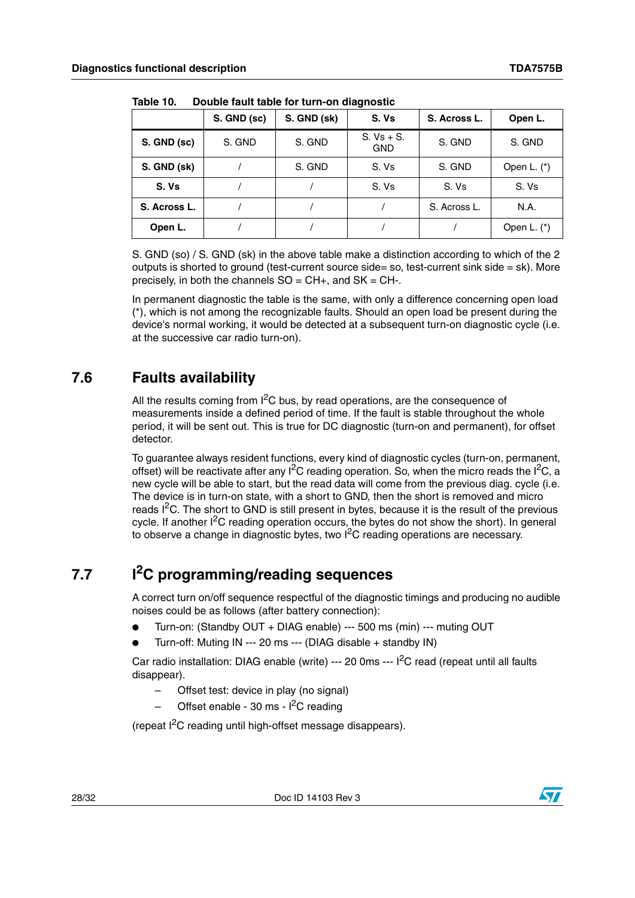Table 10. Double fault table for turn-on diagnostic

| | S. GND (sc) | S. GND (sk) | S. Vs | S. Across L. | Open L. |
|---|---|---|---|---|---|
| **S. GND (sc)** | S. GND | S. GND | S. Vs + S. GND | S. GND | S. GND |
| **S. GND (sk)** | / | S. GND | S. Vs | S. GND | Open L. (*) |
| **S. Vs** | / | / | S. Vs | S. Vs | S. Vs |
| **S. Across L.** | / | / | / | S. Across L. | N.A. |
| **Open L.** | / | / | / | / | Open L. (*) |

S. GND (so) / S. GND (sk) in the above table make a distinction according to which of the 2 outputs is shorted to ground (test-current source side= so, test-current sink side = sk). More precisely, in both the channels SO = CH+, and SK = CH-.

In permanent diagnostic the table is the same, with only a difference concerning open load (*), which is not among the recognizable faults. Should an open load be present during the device's normal working, it would be detected at a subsequent turn-on diagnostic cycle (i.e. at the successive car radio turn-on).

## 7.6 Faults availability

All the results coming from $I^2C$ bus, by read operations, are the consequence of measurements inside a defined period of time. If the fault is stable throughout the whole period, it will be sent out. This is true for DC diagnostic (turn-on and permanent), for offset detector.

To guarantee always resident functions, every kind of diagnostic cycles (turn-on, permanent, offset) will be reactivate after any $I^2C$ reading operation. So, when the micro reads the $I^2C$, a new cycle will be able to start, but the read data will come from the previous diag. cycle (i.e. The device is in turn-on state, with a short to GND, then the short is removed and micro reads $I^2C$. The short to GND is still present in bytes, because it is the result of the previous cycle. If another $I^2C$ reading operation occurs, the bytes do not show the short). In general to observe a change in diagnostic bytes, two $I^2C$ reading operations are necessary.

## 7.7 $I^2C$ programming/reading sequences

A correct turn on/off sequence respectful of the diagnostic timings and producing no audible noises could be as follows (after battery connection):

- Turn-on: (Standby OUT + DIAG enable) --- 500 ms (min) --- muting OUT
- Turn-off: Muting IN --- 20 ms --- (DIAG disable + standby IN)

Car radio installation: DIAG enable (write) --- 20 0ms --- $I^2C$ read (repeat until all faults disappear).

- Offset test: device in play (no signal)
- Offset enable - 30 ms - $I^2C$ reading

(repeat $I^2C$ reading until high-offset message disappears).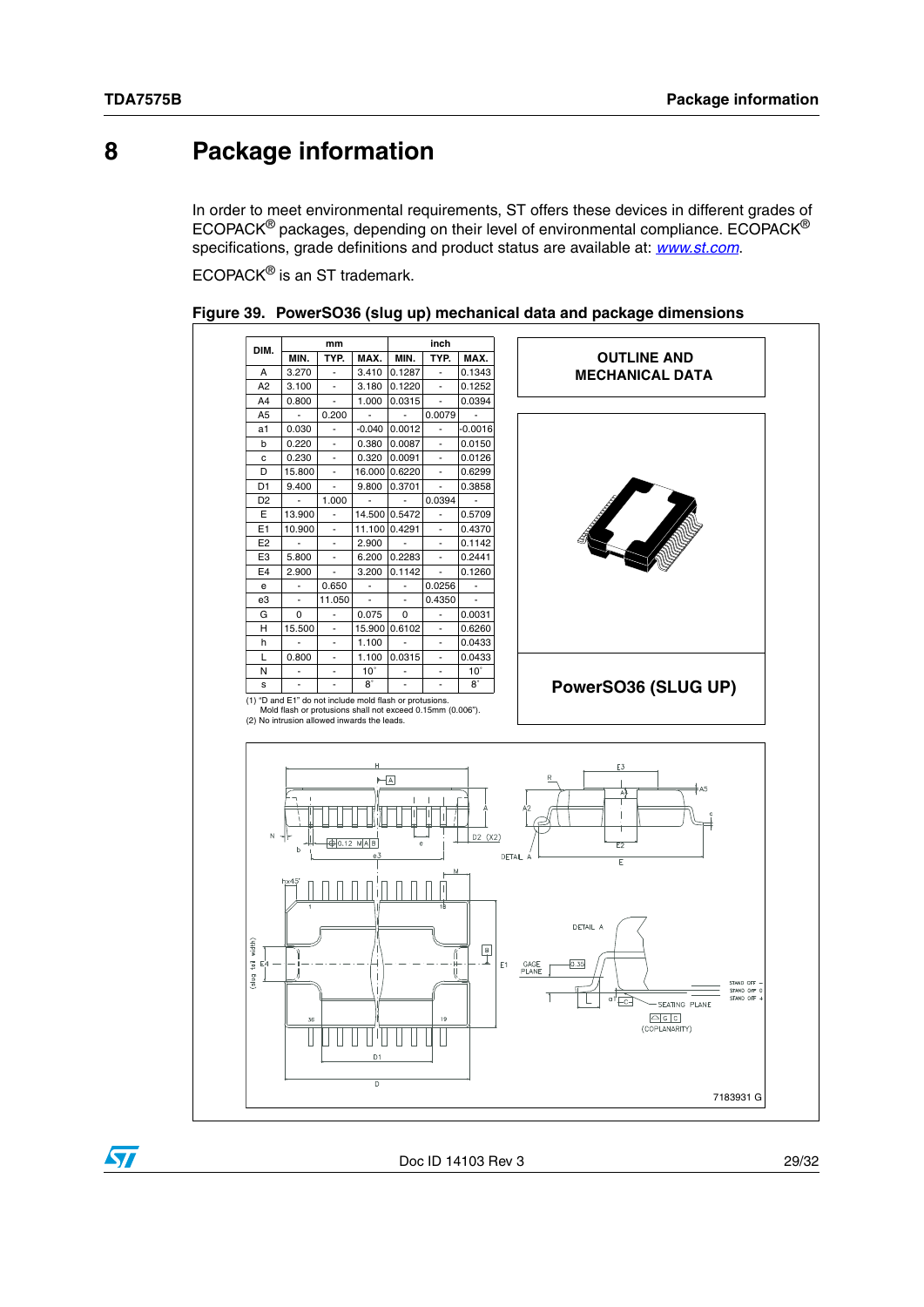# 8 Package information

In order to meet environmental requirements, ST offers these devices in different grades of ECOPACK® packages, depending on their level of environmental compliance. ECOPACK® specifications, grade definitions and product status are available at: *www.st.com*.

ECOPACK® is an ST trademark.

**Figure 39. PowerSO36 (slug up) mechanical data and package dimensions**

| DIM. | mm | | | inch | | |
|---|---|---|---|---|---|---|
| | MIN. | TYP. | MAX. | MIN. | TYP. | MAX. |
| A | 3.270 | - | 3.410 | 0.1287 | - | 0.1343 |
| A2 | 3.100 | - | 3.180 | 0.1220 | - | 0.1252 |
| A4 | 0.800 | - | 1.000 | 0.0315 | - | 0.0394 |
| A5 | - | 0.200 | - | - | 0.0079 | - |
| a1 | 0.030 | - | -0.040 | 0.0012 | - | -0.0016 |
| b | 0.220 | - | 0.380 | 0.0087 | - | 0.0150 |
| c | 0.230 | - | 0.320 | 0.0091 | - | 0.0126 |
| D | 15.800 | - | 16.000 | 0.6220 | - | 0.6299 |
| D1 | 9.400 | - | 9.800 | 0.3701 | - | 0.3858 |
| D2 | - | 1.000 | - | - | 0.0394 | - |
| E | 13.900 | - | 14.500 | 0.5472 | - | 0.5709 |
| E1 | 10.900 | - | 11.100 | 0.4291 | - | 0.4370 |
| E2 | - | - | 2.900 | - | - | 0.1142 |
| E3 | 5.800 | - | 6.200 | 0.2283 | - | 0.2441 |
| E4 | 2.900 | - | 3.200 | 0.1142 | - | 0.1260 |
| e | - | 0.650 | - | - | 0.0256 | - |
| e3 | - | 11.050 | - | - | 0.4350 | - |
| G | 0 | - | 0.075 | 0 | - | 0.0031 |
| H | 15.500 | - | 15.900 | 0.6102 | - | 0.6260 |
| h | - | - | 1.100 | - | - | 0.0433 |
| L | 0.800 | - | 1.100 | 0.0315 | - | 0.0433 |
| N | - | - | 10° | - | - | 10° |
| s | - | - | 8° | - | - | 8° |

(1) "D and E1" do not include mold flash or protusions. Mold flash or protusions shall not exceed 0.15mm (0.006").
(2) No intrusion allowed inwards the leads.

OUTLINE AND MECHANICAL DATA

PowerSO36 (SLUG UP)

7183931 G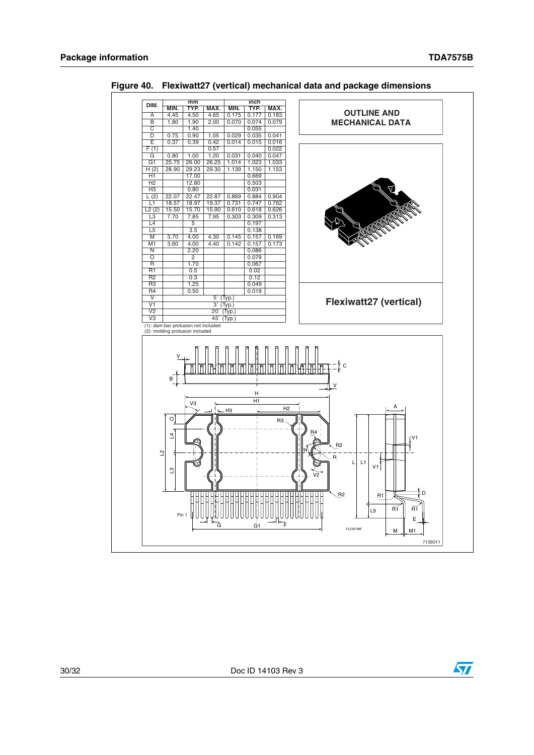**Figure 40. Flexiwatt27 (vertical) mechanical data and package dimensions**

| DIM. | mm | | | inch | | |
|---|---|---|---|---|---|---|
| | MIN. | TYP. | MAX. | MIN. | TYP. | MAX. |
| A | 4.45 | 4.50 | 4.65 | 0.175 | 0.177 | 0.183 |
| B | 1.80 | 1.90 | 2.00 | 0.070 | 0.074 | 0.079 |
| C | | 1.40 | | | 0.055 | |
| D | 0.75 | 0.90 | 1.05 | 0.029 | 0.035 | 0.041 |
| E | 0.37 | 0.39 | 0.42 | 0.014 | 0.015 | 0.016 |
| F (1) | | | 0.57 | | | 0.022 |
| G | 0.80 | 1.00 | 1.20 | 0.031 | 0.040 | 0.047 |
| G1 | 25.75 | 26.00 | 26.25 | 1.014 | 1.023 | 1.033 |
| H (2) | 28.90 | 29.23 | 29.30 | 1.139 | 1.150 | 1.153 |
| H1 | | 17.00 | | | 0.669 | |
| H2 | | 12.80 | | | 0.503 | |
| H3 | | 0.80 | | | 0.031 | |
| L (2) | 22.07 | 22.47 | 22.87 | 0.869 | 0.884 | 0.904 |
| L1 | 18.57 | 18.97 | 19.37 | 0.731 | 0.747 | 0.762 |
| L2 (2) | 15.50 | 15.70 | 15.90 | 0.610 | 0.618 | 0.626 |
| L3 | 7.70 | 7.85 | 7.95 | 0.303 | 0.309 | 0.313 |
| L4 | | 5 | | | 0.197 | |
| L5 | | 3.5 | | | 0.138 | |
| M | 3.70 | 4.00 | 4.30 | 0.145 | 0.157 | 0.169 |
| M1 | 3.60 | 4.00 | 4.40 | 0.142 | 0.157 | 0.173 |
| N | | 2.20 | | | 0.086 | |
| O | | 2 | | | 0.079 | |
| R | | 1.70 | | | 0.067 | |
| R1 | | 0.5 | | | 0.02 | |
| R2 | | 0.3 | | | 0.12 | |
| R3 | | 1.25 | | | 0.049 | |
| R4 | | 0.50 | | | 0.019 | |
| V | 5° (Typ.) | | | | | |
| V1 | 3° (Typ.) | | | | | |
| V2 | 20° (Typ.) | | | | | |
| V3 | 45° (Typ.) | | | | | |

(1): dam-bar protusion not included
(2): molding protusion included

**OUTLINE AND MECHANICAL DATA**

**Flexiwatt27 (vertical)**

7139011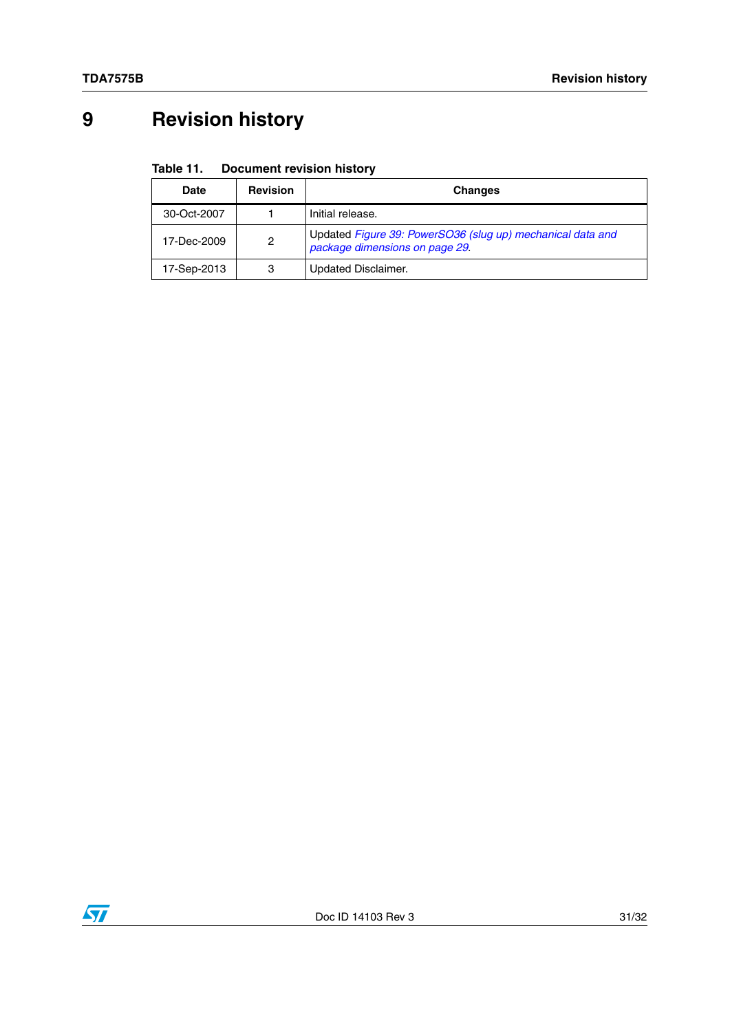# 9 Revision history

**Table 11. Document revision history**

| Date | Revision | Changes |
|---|---|---|
| 30-Oct-2007 | 1 | Initial release. |
| 17-Dec-2009 | 2 | Updated *Figure 39: PowerSO36 (slug up) mechanical data and package dimensions on page 29*. |
| 17-Sep-2013 | 3 | Updated Disclaimer. |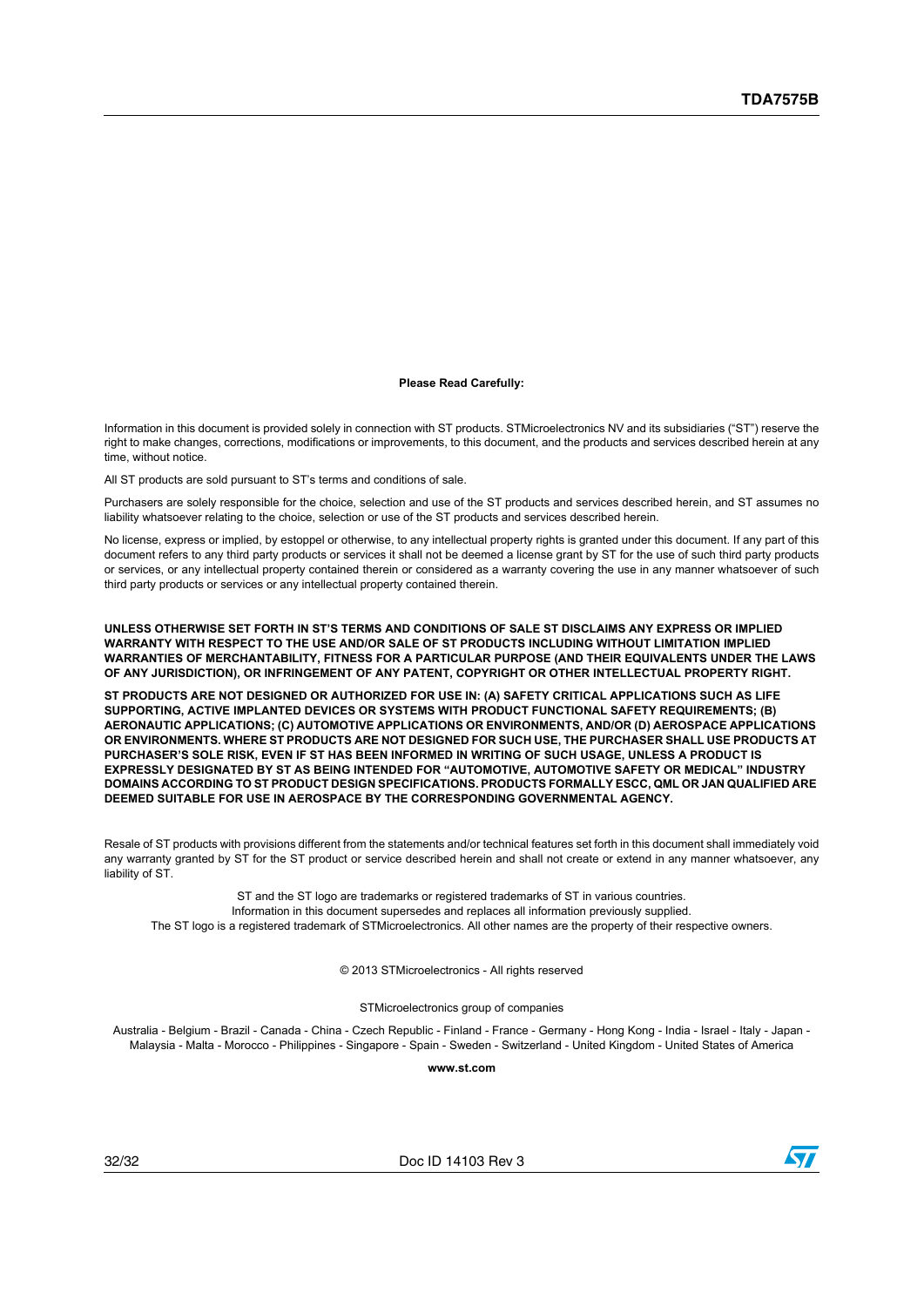**Please Read Carefully:**

Information in this document is provided solely in connection with ST products. STMicroelectronics NV and its subsidiaries (“ST”) reserve the right to make changes, corrections, modifications or improvements, to this document, and the products and services described herein at any time, without notice.

All ST products are sold pursuant to ST’s terms and conditions of sale.

Purchasers are solely responsible for the choice, selection and use of the ST products and services described herein, and ST assumes no liability whatsoever relating to the choice, selection or use of the ST products and services described herein.

No license, express or implied, by estoppel or otherwise, to any intellectual property rights is granted under this document. If any part of this document refers to any third party products or services it shall not be deemed a license grant by ST for the use of such third party products or services, or any intellectual property contained therein or considered as a warranty covering the use in any manner whatsoever of such third party products or services or any intellectual property contained therein.

**UNLESS OTHERWISE SET FORTH IN ST’S TERMS AND CONDITIONS OF SALE ST DISCLAIMS ANY EXPRESS OR IMPLIED WARRANTY WITH RESPECT TO THE USE AND/OR SALE OF ST PRODUCTS INCLUDING WITHOUT LIMITATION IMPLIED WARRANTIES OF MERCHANTABILITY, FITNESS FOR A PARTICULAR PURPOSE (AND THEIR EQUIVALENTS UNDER THE LAWS OF ANY JURISDICTION), OR INFRINGEMENT OF ANY PATENT, COPYRIGHT OR OTHER INTELLECTUAL PROPERTY RIGHT.**

**ST PRODUCTS ARE NOT DESIGNED OR AUTHORIZED FOR USE IN: (A) SAFETY CRITICAL APPLICATIONS SUCH AS LIFE SUPPORTING, ACTIVE IMPLANTED DEVICES OR SYSTEMS WITH PRODUCT FUNCTIONAL SAFETY REQUIREMENTS; (B) AERONAUTIC APPLICATIONS; (C) AUTOMOTIVE APPLICATIONS OR ENVIRONMENTS, AND/OR (D) AEROSPACE APPLICATIONS OR ENVIRONMENTS. WHERE ST PRODUCTS ARE NOT DESIGNED FOR SUCH USE, THE PURCHASER SHALL USE PRODUCTS AT PURCHASER’S SOLE RISK, EVEN IF ST HAS BEEN INFORMED IN WRITING OF SUCH USAGE, UNLESS A PRODUCT IS EXPRESSLY DESIGNATED BY ST AS BEING INTENDED FOR “AUTOMOTIVE, AUTOMOTIVE SAFETY OR MEDICAL” INDUSTRY DOMAINS ACCORDING TO ST PRODUCT DESIGN SPECIFICATIONS. PRODUCTS FORMALLY ESCC, QML OR JAN QUALIFIED ARE DEEMED SUITABLE FOR USE IN AEROSPACE BY THE CORRESPONDING GOVERNMENTAL AGENCY.**

Resale of ST products with provisions different from the statements and/or technical features set forth in this document shall immediately void any warranty granted by ST for the ST product or service described herein and shall not create or extend in any manner whatsoever, any liability of ST.

ST and the ST logo are trademarks or registered trademarks of ST in various countries.
Information in this document supersedes and replaces all information previously supplied.
The ST logo is a registered trademark of STMicroelectronics. All other names are the property of their respective owners.

© 2013 STMicroelectronics - All rights reserved

STMicroelectronics group of companies

Australia - Belgium - Brazil - Canada - China - Czech Republic - Finland - France - Germany - Hong Kong - India - Israel - Italy - Japan - Malaysia - Malta - Morocco - Philippines - Singapore - Spain - Sweden - Switzerland - United Kingdom - United States of America

**www.st.com**